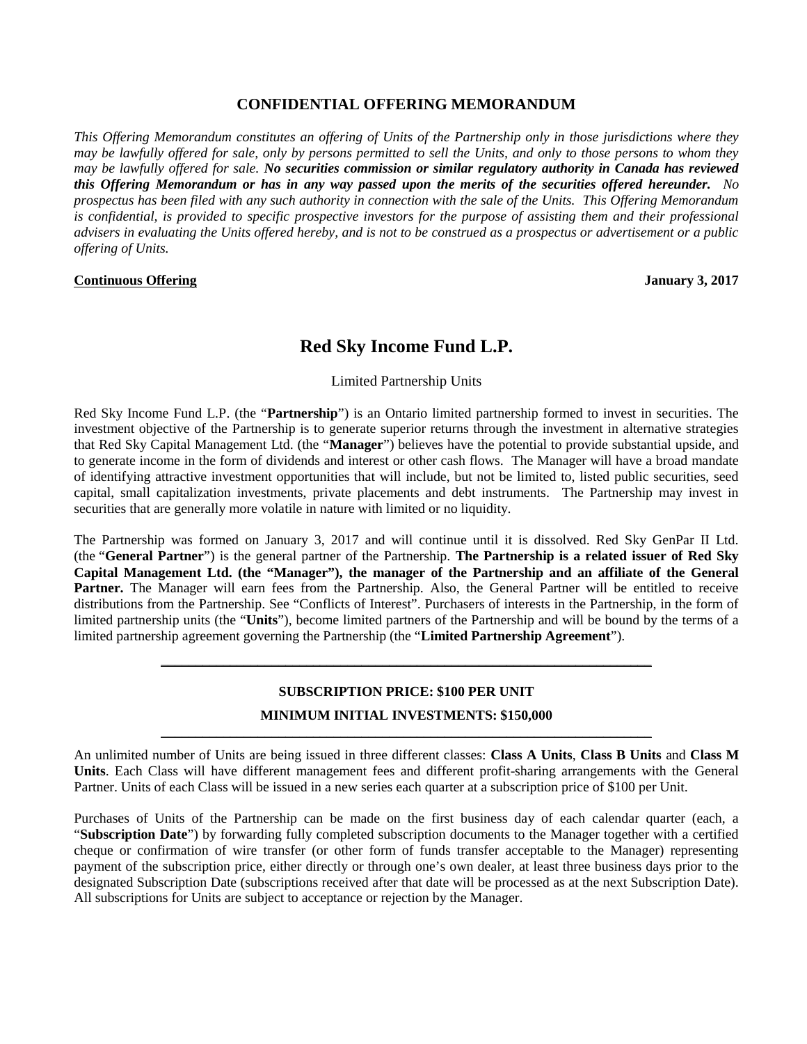# CONFIDENTIAL OFFERING MEMORANDUM

*This Offering Memorandum constitutes an offering of Units of the Partnership only in those jurisdictions where they may be lawfully offered for sale, only by persons permitted to sell the Units, and only to those persons to whom they may be lawfully offered for sale.* ***No securities commission or similar regulatory authority in Canada has reviewed this Offering Memorandum or has in any way passed upon the merits of the securities offered hereunder.*** *No prospectus has been filed with any such authority in connection with the sale of the Units. This Offering Memorandum is confidential, is provided to specific prospective investors for the purpose of assisting them and their professional advisers in evaluating the Units offered hereby, and is not to be construed as a prospectus or advertisement or a public offering of Units.*

**Continuous Offering** **January 3, 2017**

# Red Sky Income Fund L.P.

Limited Partnership Units

Red Sky Income Fund L.P. (the "**Partnership**") is an Ontario limited partnership formed to invest in securities. The investment objective of the Partnership is to generate superior returns through the investment in alternative strategies that Red Sky Capital Management Ltd. (the "**Manager**") believes have the potential to provide substantial upside, and to generate income in the form of dividends and interest or other cash flows. The Manager will have a broad mandate of identifying attractive investment opportunities that will include, but not be limited to, listed public securities, seed capital, small capitalization investments, private placements and debt instruments. The Partnership may invest in securities that are generally more volatile in nature with limited or no liquidity.

The Partnership was formed on January 3, 2017 and will continue until it is dissolved. Red Sky GenPar II Ltd. (the "**General Partner**") is the general partner of the Partnership. **The Partnership is a related issuer of Red Sky Capital Management Ltd. (the "Manager"), the manager of the Partnership and an affiliate of the General Partner.** The Manager will earn fees from the Partnership. Also, the General Partner will be entitled to receive distributions from the Partnership. See "Conflicts of Interest". Purchasers of interests in the Partnership, in the form of limited partnership units (the "**Units**"), become limited partners of the Partnership and will be bound by the terms of a limited partnership agreement governing the Partnership (the "**Limited Partnership Agreement**").

---

**SUBSCRIPTION PRICE: $100 PER UNIT**

**MINIMUM INITIAL INVESTMENTS: $150,000**

---

An unlimited number of Units are being issued in three different classes: **Class A Units**, **Class B Units** and **Class M Units**. Each Class will have different management fees and different profit-sharing arrangements with the General Partner. Units of each Class will be issued in a new series each quarter at a subscription price of $100 per Unit.

Purchases of Units of the Partnership can be made on the first business day of each calendar quarter (each, a "**Subscription Date**") by forwarding fully completed subscription documents to the Manager together with a certified cheque or confirmation of wire transfer (or other form of funds transfer acceptable to the Manager) representing payment of the subscription price, either directly or through one's own dealer, at least three business days prior to the designated Subscription Date (subscriptions received after that date will be processed as at the next Subscription Date). All subscriptions for Units are subject to acceptance or rejection by the Manager.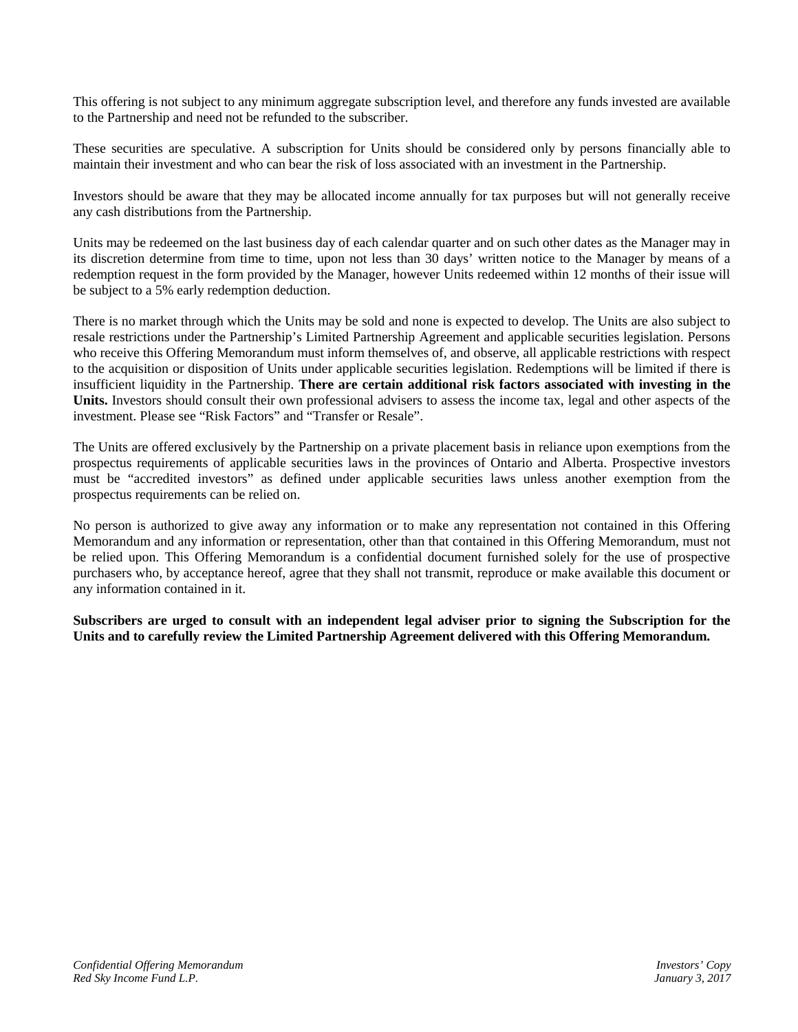This offering is not subject to any minimum aggregate subscription level, and therefore any funds invested are available to the Partnership and need not be refunded to the subscriber.

These securities are speculative. A subscription for Units should be considered only by persons financially able to maintain their investment and who can bear the risk of loss associated with an investment in the Partnership.

Investors should be aware that they may be allocated income annually for tax purposes but will not generally receive any cash distributions from the Partnership.

Units may be redeemed on the last business day of each calendar quarter and on such other dates as the Manager may in its discretion determine from time to time, upon not less than 30 days' written notice to the Manager by means of a redemption request in the form provided by the Manager, however Units redeemed within 12 months of their issue will be subject to a 5% early redemption deduction.

There is no market through which the Units may be sold and none is expected to develop. The Units are also subject to resale restrictions under the Partnership's Limited Partnership Agreement and applicable securities legislation. Persons who receive this Offering Memorandum must inform themselves of, and observe, all applicable restrictions with respect to the acquisition or disposition of Units under applicable securities legislation. Redemptions will be limited if there is insufficient liquidity in the Partnership. **There are certain additional risk factors associated with investing in the Units.** Investors should consult their own professional advisers to assess the income tax, legal and other aspects of the investment. Please see "Risk Factors" and "Transfer or Resale".

The Units are offered exclusively by the Partnership on a private placement basis in reliance upon exemptions from the prospectus requirements of applicable securities laws in the provinces of Ontario and Alberta. Prospective investors must be "accredited investors" as defined under applicable securities laws unless another exemption from the prospectus requirements can be relied on.

No person is authorized to give away any information or to make any representation not contained in this Offering Memorandum and any information or representation, other than that contained in this Offering Memorandum, must not be relied upon. This Offering Memorandum is a confidential document furnished solely for the use of prospective purchasers who, by acceptance hereof, agree that they shall not transmit, reproduce or make available this document or any information contained in it.

**Subscribers are urged to consult with an independent legal adviser prior to signing the Subscription for the Units and to carefully review the Limited Partnership Agreement delivered with this Offering Memorandum.**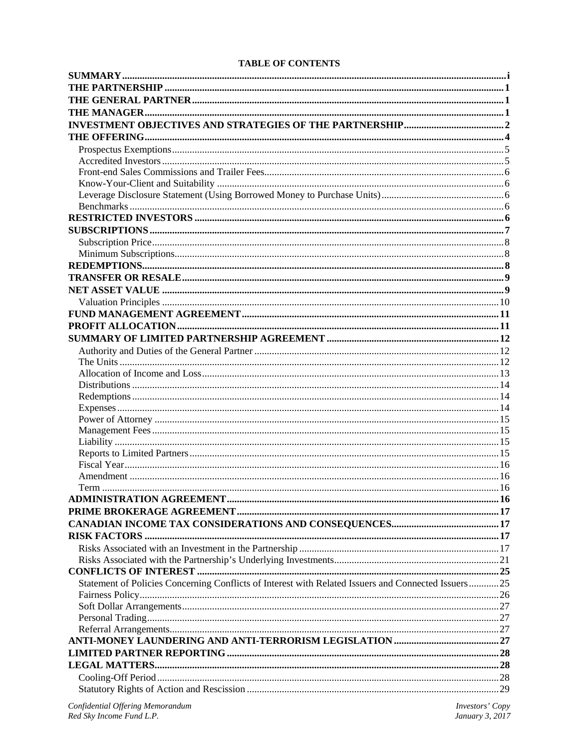**TABLE OF CONTENTS**

| | |
|---|---|
| **SUMMARY** | **i** |
| **THE PARTNERSHIP** | **1** |
| **THE GENERAL PARTNER** | **1** |
| **THE MANAGER** | **1** |
| **INVESTMENT OBJECTIVES AND STRATEGIES OF THE PARTNERSHIP** | **2** |
| **THE OFFERING** | **4** |
| Prospectus Exemptions | 5 |
| Accredited Investors | 5 |
| Front-end Sales Commissions and Trailer Fees | 6 |
| Know-Your-Client and Suitability | 6 |
| Leverage Disclosure Statement (Using Borrowed Money to Purchase Units) | 6 |
| Benchmarks | 6 |
| **RESTRICTED INVESTORS** | **6** |
| **SUBSCRIPTIONS** | **7** |
| Subscription Price | 8 |
| Minimum Subscriptions | 8 |
| **REDEMPTIONS** | **8** |
| **TRANSFER OR RESALE** | **9** |
| **NET ASSET VALUE** | **9** |
| Valuation Principles | 10 |
| **FUND MANAGEMENT AGREEMENT** | **11** |
| **PROFIT ALLOCATION** | **11** |
| **SUMMARY OF LIMITED PARTNERSHIP AGREEMENT** | **12** |
| Authority and Duties of the General Partner | 12 |
| The Units | 12 |
| Allocation of Income and Loss | 13 |
| Distributions | 14 |
| Redemptions | 14 |
| Expenses | 14 |
| Power of Attorney | 15 |
| Management Fees | 15 |
| Liability | 15 |
| Reports to Limited Partners | 15 |
| Fiscal Year | 16 |
| Amendment | 16 |
| Term | 16 |
| **ADMINISTRATION AGREEMENT** | **16** |
| **PRIME BROKERAGE AGREEMENT** | **17** |
| **CANADIAN INCOME TAX CONSIDERATIONS AND CONSEQUENCES** | **17** |
| **RISK FACTORS** | **17** |
| Risks Associated with an Investment in the Partnership | 17 |
| Risks Associated with the Partnership's Underlying Investments | 21 |
| **CONFLICTS OF INTEREST** | **25** |
| Statement of Policies Concerning Conflicts of Interest with Related Issuers and Connected Issuers | 25 |
| Fairness Policy | 26 |
| Soft Dollar Arrangements | 27 |
| Personal Trading | 27 |
| Referral Arrangements | 27 |
| **ANTI-MONEY LAUNDERING AND ANTI-TERRORISM LEGISLATION** | **27** |
| **LIMITED PARTNER REPORTING** | **28** |
| **LEGAL MATTERS** | **28** |
| Cooling-Off Period | 28 |
| Statutory Rights of Action and Rescission | 29 |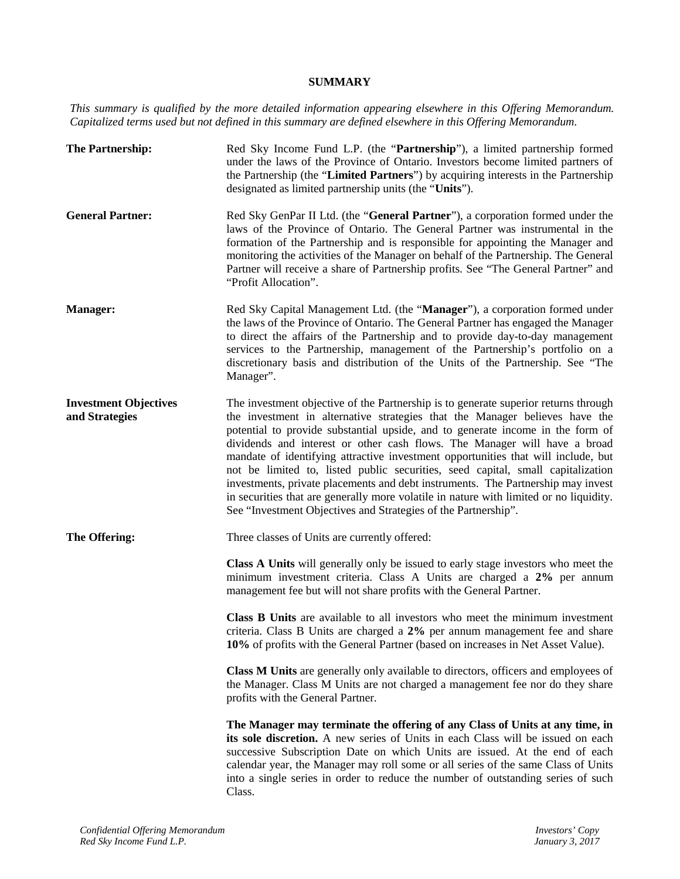## SUMMARY

*This summary is qualified by the more detailed information appearing elsewhere in this Offering Memorandum. Capitalized terms used but not defined in this summary are defined elsewhere in this Offering Memorandum.*

**The Partnership:** Red Sky Income Fund L.P. (the "**Partnership**"), a limited partnership formed under the laws of the Province of Ontario. Investors become limited partners of the Partnership (the "**Limited Partners**") by acquiring interests in the Partnership designated as limited partnership units (the "**Units**").

**General Partner:** Red Sky GenPar II Ltd. (the "**General Partner**"), a corporation formed under the laws of the Province of Ontario. The General Partner was instrumental in the formation of the Partnership and is responsible for appointing the Manager and monitoring the activities of the Manager on behalf of the Partnership. The General Partner will receive a share of Partnership profits. See "The General Partner" and "Profit Allocation".

**Manager:** Red Sky Capital Management Ltd. (the "**Manager**"), a corporation formed under the laws of the Province of Ontario. The General Partner has engaged the Manager to direct the affairs of the Partnership and to provide day-to-day management services to the Partnership, management of the Partnership's portfolio on a discretionary basis and distribution of the Units of the Partnership. See "The Manager".

**Investment Objectives and Strategies** The investment objective of the Partnership is to generate superior returns through the investment in alternative strategies that the Manager believes have the potential to provide substantial upside, and to generate income in the form of dividends and interest or other cash flows. The Manager will have a broad mandate of identifying attractive investment opportunities that will include, but not be limited to, listed public securities, seed capital, small capitalization investments, private placements and debt instruments. The Partnership may invest in securities that are generally more volatile in nature with limited or no liquidity. See "Investment Objectives and Strategies of the Partnership".

**The Offering:** Three classes of Units are currently offered:

**Class A Units** will generally only be issued to early stage investors who meet the minimum investment criteria. Class A Units are charged a **2%** per annum management fee but will not share profits with the General Partner.

**Class B Units** are available to all investors who meet the minimum investment criteria. Class B Units are charged a **2%** per annum management fee and share **10%** of profits with the General Partner (based on increases in Net Asset Value).

**Class M Units** are generally only available to directors, officers and employees of the Manager. Class M Units are not charged a management fee nor do they share profits with the General Partner.

**The Manager may terminate the offering of any Class of Units at any time, in its sole discretion.** A new series of Units in each Class will be issued on each successive Subscription Date on which Units are issued. At the end of each calendar year, the Manager may roll some or all series of the same Class of Units into a single series in order to reduce the number of outstanding series of such Class.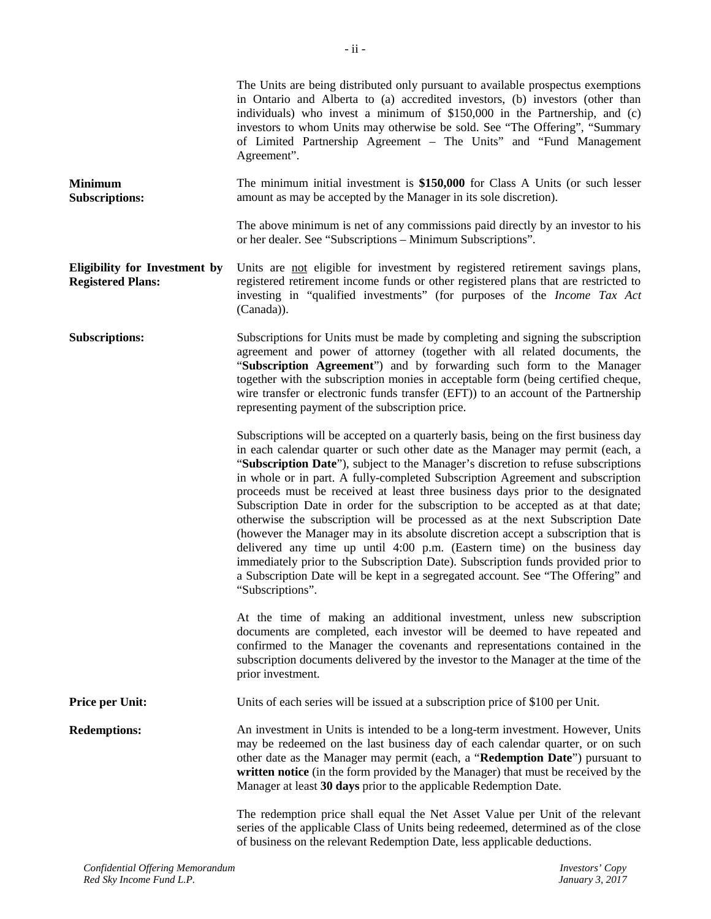The Units are being distributed only pursuant to available prospectus exemptions in Ontario and Alberta to (a) accredited investors, (b) investors (other than individuals) who invest a minimum of $150,000 in the Partnership, and (c) investors to whom Units may otherwise be sold. See "The Offering", "Summary of Limited Partnership Agreement – The Units" and "Fund Management Agreement".

**Minimum Subscriptions:** The minimum initial investment is **$150,000** for Class A Units (or such lesser amount as may be accepted by the Manager in its sole discretion).

The above minimum is net of any commissions paid directly by an investor to his or her dealer. See "Subscriptions – Minimum Subscriptions".

**Eligibility for Investment by Registered Plans:** Units are not eligible for investment by registered retirement savings plans, registered retirement income funds or other registered plans that are restricted to investing in "qualified investments" (for purposes of the *Income Tax Act* (Canada)).

**Subscriptions:** Subscriptions for Units must be made by completing and signing the subscription agreement and power of attorney (together with all related documents, the "**Subscription Agreement**") and by forwarding such form to the Manager together with the subscription monies in acceptable form (being certified cheque, wire transfer or electronic funds transfer (EFT)) to an account of the Partnership representing payment of the subscription price.

Subscriptions will be accepted on a quarterly basis, being on the first business day in each calendar quarter or such other date as the Manager may permit (each, a "**Subscription Date**"), subject to the Manager's discretion to refuse subscriptions in whole or in part. A fully-completed Subscription Agreement and subscription proceeds must be received at least three business days prior to the designated Subscription Date in order for the subscription to be accepted as at that date; otherwise the subscription will be processed as at the next Subscription Date (however the Manager may in its absolute discretion accept a subscription that is delivered any time up until 4:00 p.m. (Eastern time) on the business day immediately prior to the Subscription Date). Subscription funds provided prior to a Subscription Date will be kept in a segregated account. See "The Offering" and "Subscriptions".

At the time of making an additional investment, unless new subscription documents are completed, each investor will be deemed to have repeated and confirmed to the Manager the covenants and representations contained in the subscription documents delivered by the investor to the Manager at the time of the prior investment.

**Price per Unit:** Units of each series will be issued at a subscription price of $100 per Unit.

**Redemptions:** An investment in Units is intended to be a long-term investment. However, Units may be redeemed on the last business day of each calendar quarter, or on such other date as the Manager may permit (each, a "**Redemption Date**") pursuant to **written notice** (in the form provided by the Manager) that must be received by the Manager at least **30 days** prior to the applicable Redemption Date.

The redemption price shall equal the Net Asset Value per Unit of the relevant series of the applicable Class of Units being redeemed, determined as of the close of business on the relevant Redemption Date, less applicable deductions.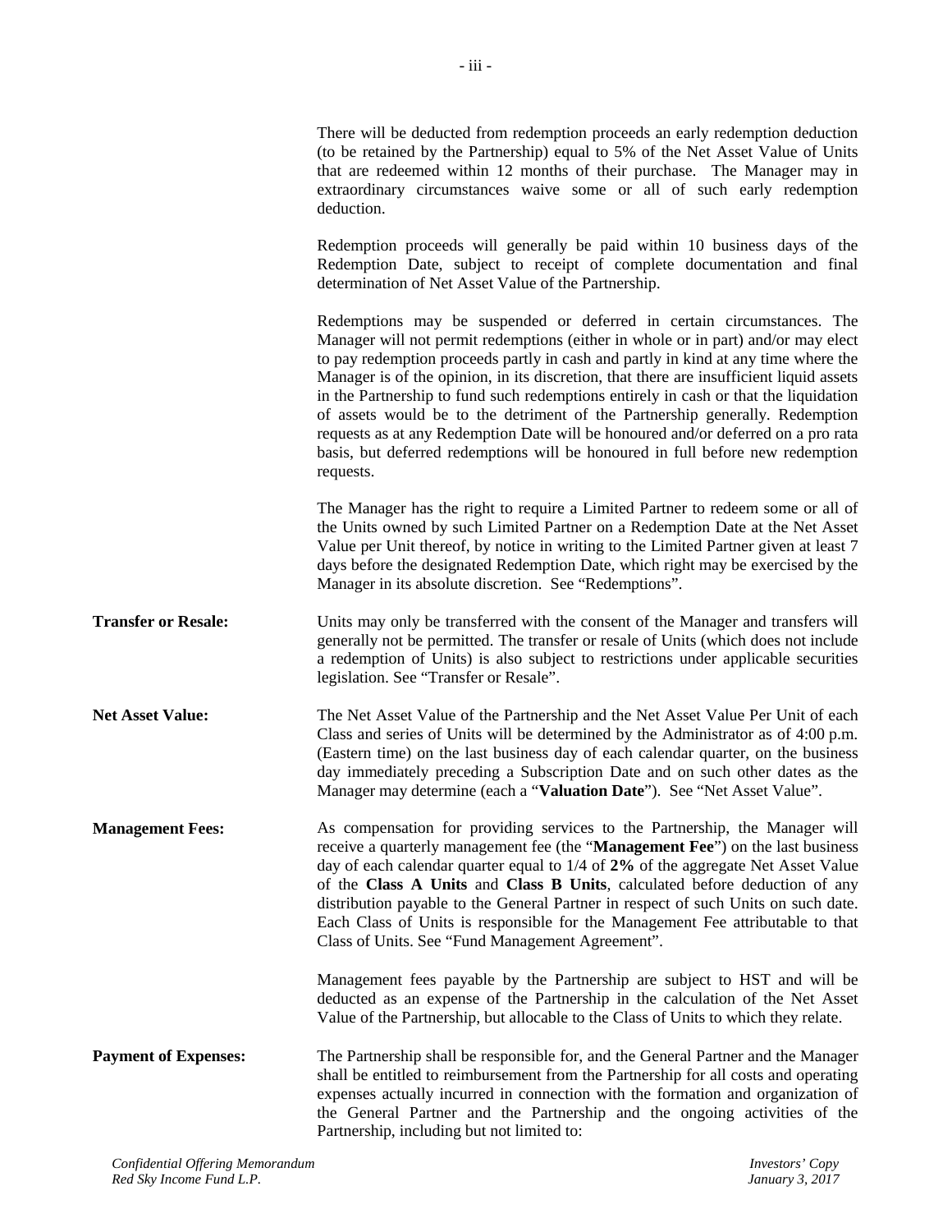There will be deducted from redemption proceeds an early redemption deduction (to be retained by the Partnership) equal to 5% of the Net Asset Value of Units that are redeemed within 12 months of their purchase. The Manager may in extraordinary circumstances waive some or all of such early redemption deduction.

Redemption proceeds will generally be paid within 10 business days of the Redemption Date, subject to receipt of complete documentation and final determination of Net Asset Value of the Partnership.

Redemptions may be suspended or deferred in certain circumstances. The Manager will not permit redemptions (either in whole or in part) and/or may elect to pay redemption proceeds partly in cash and partly in kind at any time where the Manager is of the opinion, in its discretion, that there are insufficient liquid assets in the Partnership to fund such redemptions entirely in cash or that the liquidation of assets would be to the detriment of the Partnership generally. Redemption requests as at any Redemption Date will be honoured and/or deferred on a pro rata basis, but deferred redemptions will be honoured in full before new redemption requests.

The Manager has the right to require a Limited Partner to redeem some or all of the Units owned by such Limited Partner on a Redemption Date at the Net Asset Value per Unit thereof, by notice in writing to the Limited Partner given at least 7 days before the designated Redemption Date, which right may be exercised by the Manager in its absolute discretion. See "Redemptions".

**Transfer or Resale:** Units may only be transferred with the consent of the Manager and transfers will generally not be permitted. The transfer or resale of Units (which does not include a redemption of Units) is also subject to restrictions under applicable securities legislation. See "Transfer or Resale".

**Net Asset Value:** The Net Asset Value of the Partnership and the Net Asset Value Per Unit of each Class and series of Units will be determined by the Administrator as of 4:00 p.m. (Eastern time) on the last business day of each calendar quarter, on the business day immediately preceding a Subscription Date and on such other dates as the Manager may determine (each a "**Valuation Date**"). See "Net Asset Value".

**Management Fees:** As compensation for providing services to the Partnership, the Manager will receive a quarterly management fee (the "**Management Fee**") on the last business day of each calendar quarter equal to 1/4 of **2%** of the aggregate Net Asset Value of the **Class A Units** and **Class B Units**, calculated before deduction of any distribution payable to the General Partner in respect of such Units on such date. Each Class of Units is responsible for the Management Fee attributable to that Class of Units. See "Fund Management Agreement".

Management fees payable by the Partnership are subject to HST and will be deducted as an expense of the Partnership in the calculation of the Net Asset Value of the Partnership, but allocable to the Class of Units to which they relate.

**Payment of Expenses:** The Partnership shall be responsible for, and the General Partner and the Manager shall be entitled to reimbursement from the Partnership for all costs and operating expenses actually incurred in connection with the formation and organization of the General Partner and the Partnership and the ongoing activities of the Partnership, including but not limited to: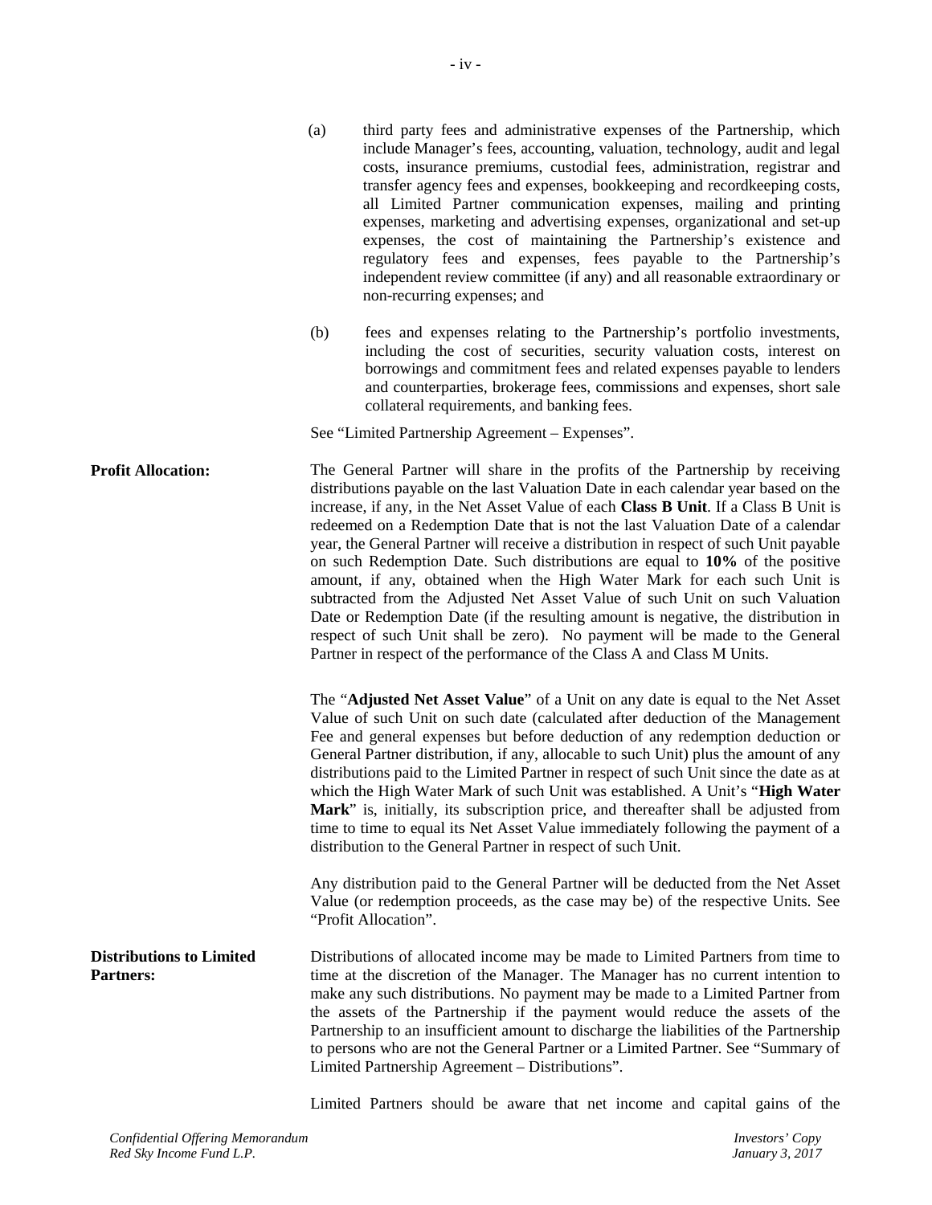(a) third party fees and administrative expenses of the Partnership, which include Manager's fees, accounting, valuation, technology, audit and legal costs, insurance premiums, custodial fees, administration, registrar and transfer agency fees and expenses, bookkeeping and recordkeeping costs, all Limited Partner communication expenses, mailing and printing expenses, marketing and advertising expenses, organizational and set-up expenses, the cost of maintaining the Partnership's existence and regulatory fees and expenses, fees payable to the Partnership's independent review committee (if any) and all reasonable extraordinary or non-recurring expenses; and

(b) fees and expenses relating to the Partnership's portfolio investments, including the cost of securities, security valuation costs, interest on borrowings and commitment fees and related expenses payable to lenders and counterparties, brokerage fees, commissions and expenses, short sale collateral requirements, and banking fees.

See "Limited Partnership Agreement – Expenses".

**Profit Allocation:**

The General Partner will share in the profits of the Partnership by receiving distributions payable on the last Valuation Date in each calendar year based on the increase, if any, in the Net Asset Value of each **Class B Unit**. If a Class B Unit is redeemed on a Redemption Date that is not the last Valuation Date of a calendar year, the General Partner will receive a distribution in respect of such Unit payable on such Redemption Date. Such distributions are equal to **10%** of the positive amount, if any, obtained when the High Water Mark for each such Unit is subtracted from the Adjusted Net Asset Value of such Unit on such Valuation Date or Redemption Date (if the resulting amount is negative, the distribution in respect of such Unit shall be zero). No payment will be made to the General Partner in respect of the performance of the Class A and Class M Units.

The "**Adjusted Net Asset Value**" of a Unit on any date is equal to the Net Asset Value of such Unit on such date (calculated after deduction of the Management Fee and general expenses but before deduction of any redemption deduction or General Partner distribution, if any, allocable to such Unit) plus the amount of any distributions paid to the Limited Partner in respect of such Unit since the date as at which the High Water Mark of such Unit was established. A Unit's "**High Water Mark**" is, initially, its subscription price, and thereafter shall be adjusted from time to time to equal its Net Asset Value immediately following the payment of a distribution to the General Partner in respect of such Unit.

Any distribution paid to the General Partner will be deducted from the Net Asset Value (or redemption proceeds, as the case may be) of the respective Units. See "Profit Allocation".

**Distributions to Limited Partners:**

Distributions of allocated income may be made to Limited Partners from time to time at the discretion of the Manager. The Manager has no current intention to make any such distributions. No payment may be made to a Limited Partner from the assets of the Partnership if the payment would reduce the assets of the Partnership to an insufficient amount to discharge the liabilities of the Partnership to persons who are not the General Partner or a Limited Partner. See "Summary of Limited Partnership Agreement – Distributions".

Limited Partners should be aware that net income and capital gains of the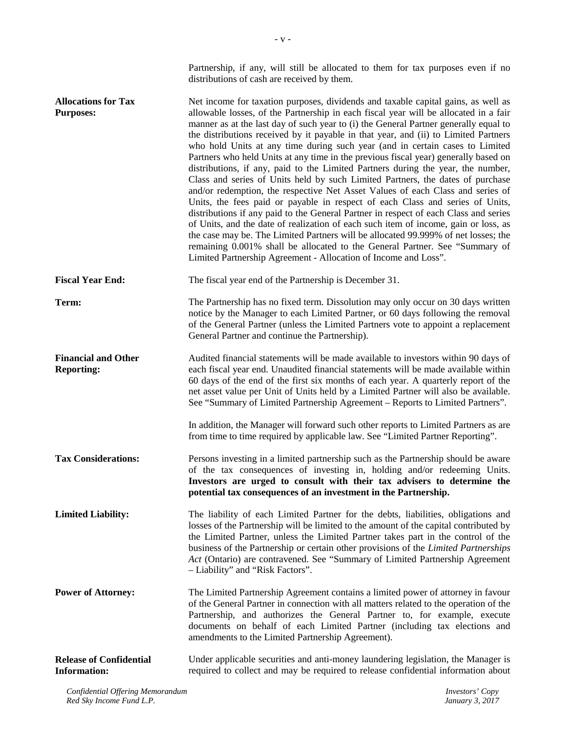Partnership, if any, will still be allocated to them for tax purposes even if no distributions of cash are received by them.

**Allocations for Tax Purposes:** Net income for taxation purposes, dividends and taxable capital gains, as well as allowable losses, of the Partnership in each fiscal year will be allocated in a fair manner as at the last day of such year to (i) the General Partner generally equal to the distributions received by it payable in that year, and (ii) to Limited Partners who hold Units at any time during such year (and in certain cases to Limited Partners who held Units at any time in the previous fiscal year) generally based on distributions, if any, paid to the Limited Partners during the year, the number, Class and series of Units held by such Limited Partners, the dates of purchase and/or redemption, the respective Net Asset Values of each Class and series of Units, the fees paid or payable in respect of each Class and series of Units, distributions if any paid to the General Partner in respect of each Class and series of Units, and the date of realization of each such item of income, gain or loss, as the case may be. The Limited Partners will be allocated 99.999% of net losses; the remaining 0.001% shall be allocated to the General Partner. See "Summary of Limited Partnership Agreement - Allocation of Income and Loss".

**Fiscal Year End:** The fiscal year end of the Partnership is December 31.

**Term:** The Partnership has no fixed term. Dissolution may only occur on 30 days written notice by the Manager to each Limited Partner, or 60 days following the removal of the General Partner (unless the Limited Partners vote to appoint a replacement General Partner and continue the Partnership).

**Financial and Other Reporting:** Audited financial statements will be made available to investors within 90 days of each fiscal year end. Unaudited financial statements will be made available within 60 days of the end of the first six months of each year. A quarterly report of the net asset value per Unit of Units held by a Limited Partner will also be available. See "Summary of Limited Partnership Agreement – Reports to Limited Partners".

In addition, the Manager will forward such other reports to Limited Partners as are from time to time required by applicable law. See "Limited Partner Reporting".

**Tax Considerations:** Persons investing in a limited partnership such as the Partnership should be aware of the tax consequences of investing in, holding and/or redeeming Units. **Investors are urged to consult with their tax advisers to determine the potential tax consequences of an investment in the Partnership.**

**Limited Liability:** The liability of each Limited Partner for the debts, liabilities, obligations and losses of the Partnership will be limited to the amount of the capital contributed by the Limited Partner, unless the Limited Partner takes part in the control of the business of the Partnership or certain other provisions of the *Limited Partnerships Act* (Ontario) are contravened. See "Summary of Limited Partnership Agreement – Liability" and "Risk Factors".

**Power of Attorney:** The Limited Partnership Agreement contains a limited power of attorney in favour of the General Partner in connection with all matters related to the operation of the Partnership, and authorizes the General Partner to, for example, execute documents on behalf of each Limited Partner (including tax elections and amendments to the Limited Partnership Agreement).

**Release of Confidential Information:** Under applicable securities and anti-money laundering legislation, the Manager is required to collect and may be required to release confidential information about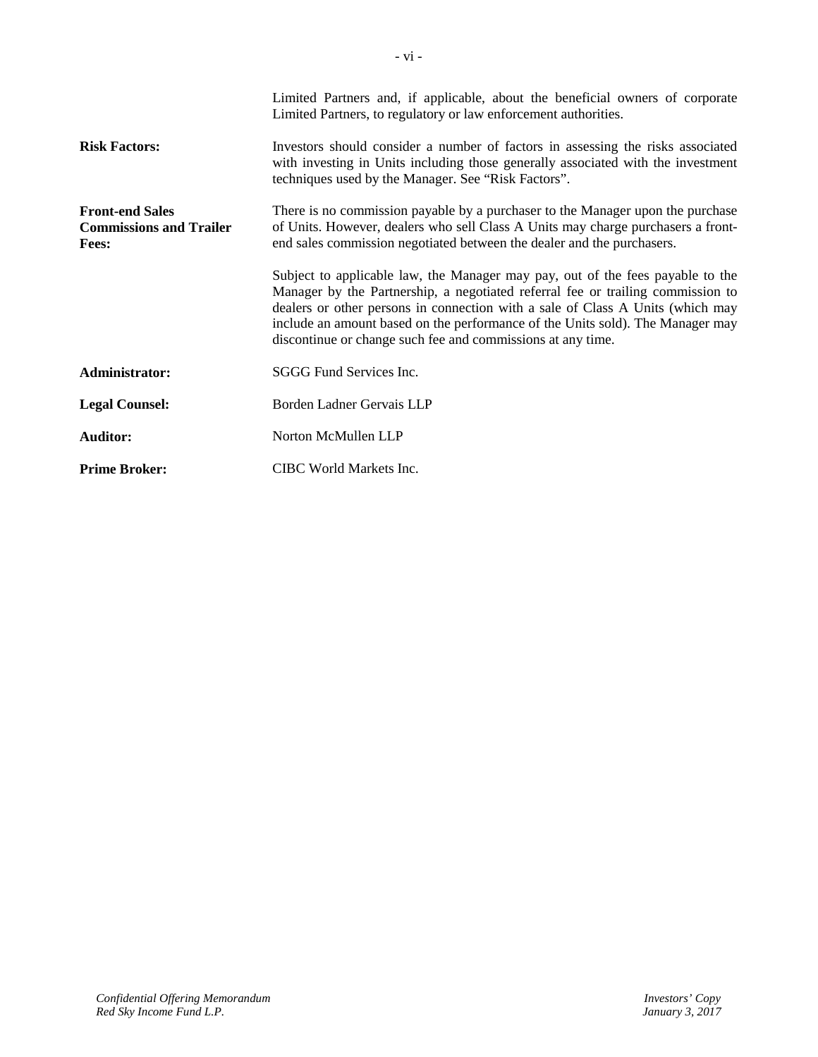Limited Partners and, if applicable, about the beneficial owners of corporate Limited Partners, to regulatory or law enforcement authorities.

| | |
|---|---|
| **Risk Factors:** | Investors should consider a number of factors in assessing the risks associated with investing in Units including those generally associated with the investment techniques used by the Manager. See "Risk Factors". |
| **Front-end Sales Commissions and Trailer Fees:** | There is no commission payable by a purchaser to the Manager upon the purchase of Units. However, dealers who sell Class A Units may charge purchasers a front-end sales commission negotiated between the dealer and the purchasers.<br><br>Subject to applicable law, the Manager may pay, out of the fees payable to the Manager by the Partnership, a negotiated referral fee or trailing commission to dealers or other persons in connection with a sale of Class A Units (which may include an amount based on the performance of the Units sold). The Manager may discontinue or change such fee and commissions at any time. |
| **Administrator:** | SGGG Fund Services Inc. |
| **Legal Counsel:** | Borden Ladner Gervais LLP |
| **Auditor:** | Norton McMullen LLP |
| **Prime Broker:** | CIBC World Markets Inc. |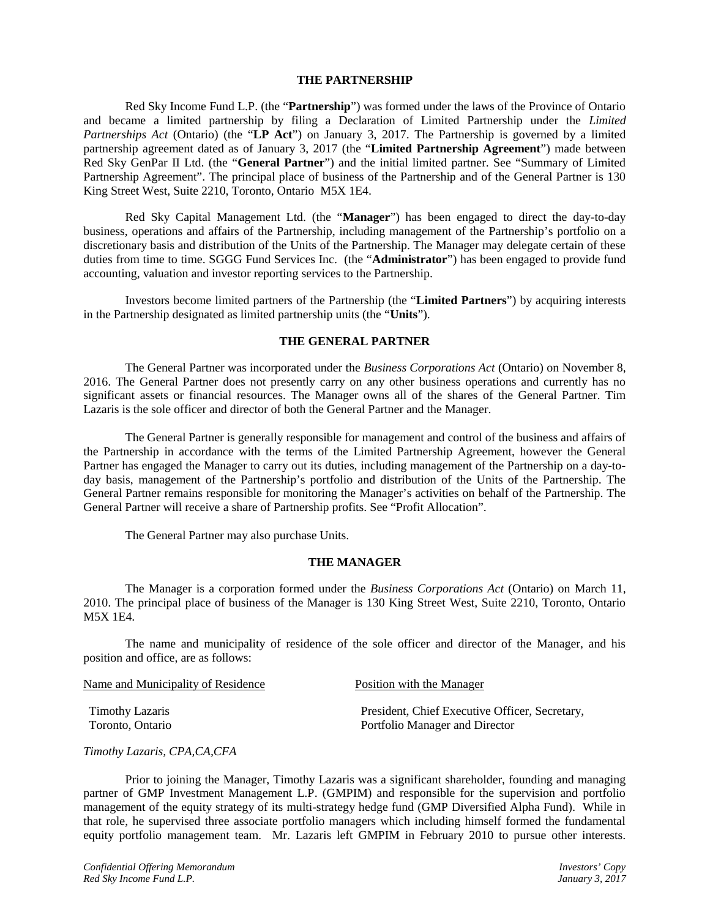## THE PARTNERSHIP

Red Sky Income Fund L.P. (the "**Partnership**") was formed under the laws of the Province of Ontario and became a limited partnership by filing a Declaration of Limited Partnership under the *Limited Partnerships Act* (Ontario) (the "**LP Act**") on January 3, 2017. The Partnership is governed by a limited partnership agreement dated as of January 3, 2017 (the "**Limited Partnership Agreement**") made between Red Sky GenPar II Ltd. (the "**General Partner**") and the initial limited partner. See "Summary of Limited Partnership Agreement". The principal place of business of the Partnership and of the General Partner is 130 King Street West, Suite 2210, Toronto, Ontario M5X 1E4.

Red Sky Capital Management Ltd. (the "**Manager**") has been engaged to direct the day-to-day business, operations and affairs of the Partnership, including management of the Partnership's portfolio on a discretionary basis and distribution of the Units of the Partnership. The Manager may delegate certain of these duties from time to time. SGGG Fund Services Inc. (the "**Administrator**") has been engaged to provide fund accounting, valuation and investor reporting services to the Partnership.

Investors become limited partners of the Partnership (the "**Limited Partners**") by acquiring interests in the Partnership designated as limited partnership units (the "**Units**").

## THE GENERAL PARTNER

The General Partner was incorporated under the *Business Corporations Act* (Ontario) on November 8, 2016. The General Partner does not presently carry on any other business operations and currently has no significant assets or financial resources. The Manager owns all of the shares of the General Partner. Tim Lazaris is the sole officer and director of both the General Partner and the Manager.

The General Partner is generally responsible for management and control of the business and affairs of the Partnership in accordance with the terms of the Limited Partnership Agreement, however the General Partner has engaged the Manager to carry out its duties, including management of the Partnership on a day-to-day basis, management of the Partnership's portfolio and distribution of the Units of the Partnership. The General Partner remains responsible for monitoring the Manager's activities on behalf of the Partnership. The General Partner will receive a share of Partnership profits. See "Profit Allocation".

The General Partner may also purchase Units.

## THE MANAGER

The Manager is a corporation formed under the *Business Corporations Act* (Ontario) on March 11, 2010. The principal place of business of the Manager is 130 King Street West, Suite 2210, Toronto, Ontario M5X 1E4.

The name and municipality of residence of the sole officer and director of the Manager, and his position and office, are as follows:

| Name and Municipality of Residence | Position with the Manager |
|---|---|
| Timothy Lazaris<br>Toronto, Ontario | President, Chief Executive Officer, Secretary, Portfolio Manager and Director |

*Timothy Lazaris, CPA,CA,CFA*

Prior to joining the Manager, Timothy Lazaris was a significant shareholder, founding and managing partner of GMP Investment Management L.P. (GMPIM) and responsible for the supervision and portfolio management of the equity strategy of its multi-strategy hedge fund (GMP Diversified Alpha Fund). While in that role, he supervised three associate portfolio managers which including himself formed the fundamental equity portfolio management team. Mr. Lazaris left GMPIM in February 2010 to pursue other interests.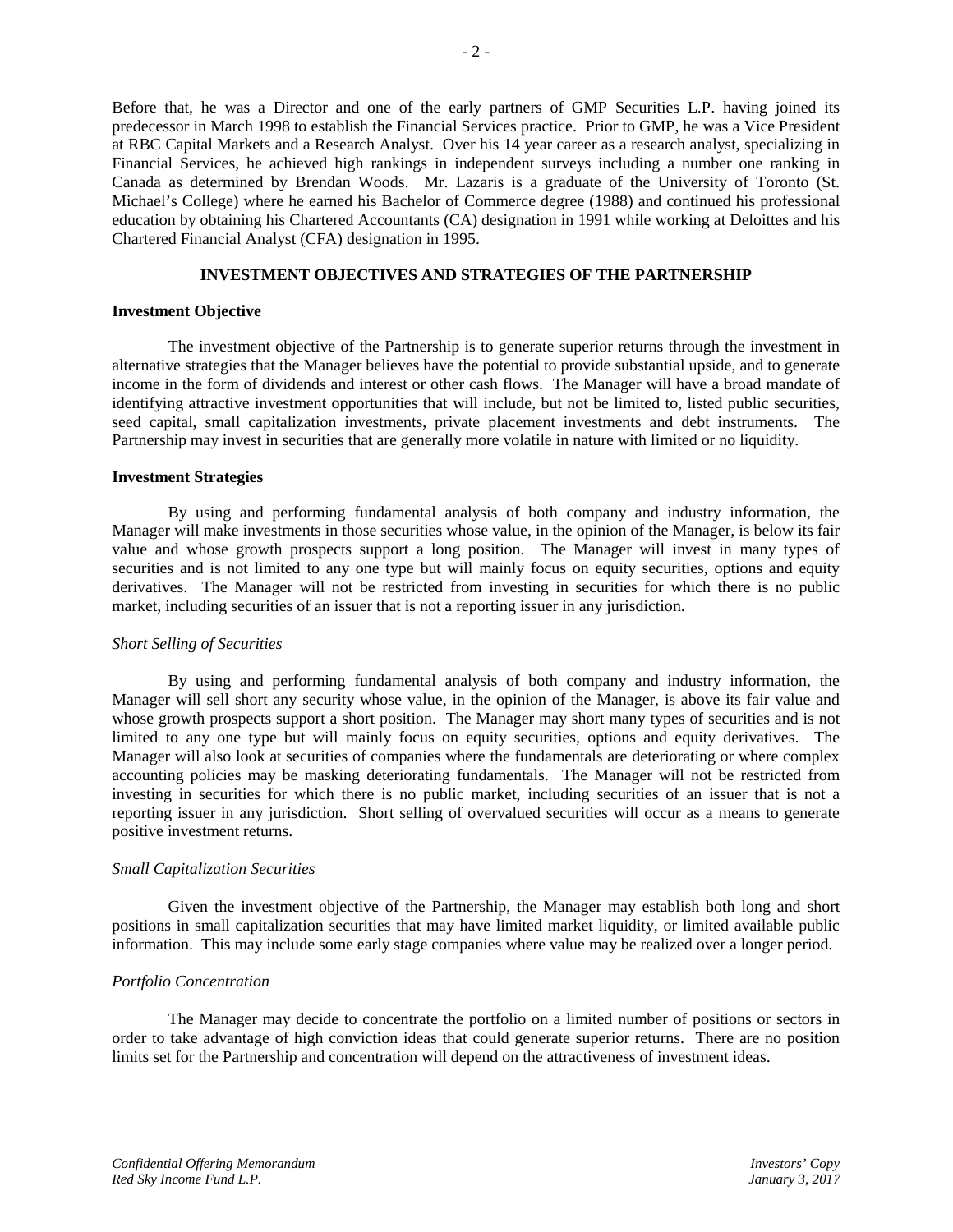Before that, he was a Director and one of the early partners of GMP Securities L.P. having joined its predecessor in March 1998 to establish the Financial Services practice. Prior to GMP, he was a Vice President at RBC Capital Markets and a Research Analyst. Over his 14 year career as a research analyst, specializing in Financial Services, he achieved high rankings in independent surveys including a number one ranking in Canada as determined by Brendan Woods. Mr. Lazaris is a graduate of the University of Toronto (St. Michael's College) where he earned his Bachelor of Commerce degree (1988) and continued his professional education by obtaining his Chartered Accountants (CA) designation in 1991 while working at Deloittes and his Chartered Financial Analyst (CFA) designation in 1995.

## INVESTMENT OBJECTIVES AND STRATEGIES OF THE PARTNERSHIP

### Investment Objective

The investment objective of the Partnership is to generate superior returns through the investment in alternative strategies that the Manager believes have the potential to provide substantial upside, and to generate income in the form of dividends and interest or other cash flows. The Manager will have a broad mandate of identifying attractive investment opportunities that will include, but not be limited to, listed public securities, seed capital, small capitalization investments, private placement investments and debt instruments. The Partnership may invest in securities that are generally more volatile in nature with limited or no liquidity.

### Investment Strategies

By using and performing fundamental analysis of both company and industry information, the Manager will make investments in those securities whose value, in the opinion of the Manager, is below its fair value and whose growth prospects support a long position. The Manager will invest in many types of securities and is not limited to any one type but will mainly focus on equity securities, options and equity derivatives. The Manager will not be restricted from investing in securities for which there is no public market, including securities of an issuer that is not a reporting issuer in any jurisdiction.

#### *Short Selling of Securities*

By using and performing fundamental analysis of both company and industry information, the Manager will sell short any security whose value, in the opinion of the Manager, is above its fair value and whose growth prospects support a short position. The Manager may short many types of securities and is not limited to any one type but will mainly focus on equity securities, options and equity derivatives. The Manager will also look at securities of companies where the fundamentals are deteriorating or where complex accounting policies may be masking deteriorating fundamentals. The Manager will not be restricted from investing in securities for which there is no public market, including securities of an issuer that is not a reporting issuer in any jurisdiction. Short selling of overvalued securities will occur as a means to generate positive investment returns.

#### *Small Capitalization Securities*

Given the investment objective of the Partnership, the Manager may establish both long and short positions in small capitalization securities that may have limited market liquidity, or limited available public information. This may include some early stage companies where value may be realized over a longer period.

#### *Portfolio Concentration*

The Manager may decide to concentrate the portfolio on a limited number of positions or sectors in order to take advantage of high conviction ideas that could generate superior returns. There are no position limits set for the Partnership and concentration will depend on the attractiveness of investment ideas.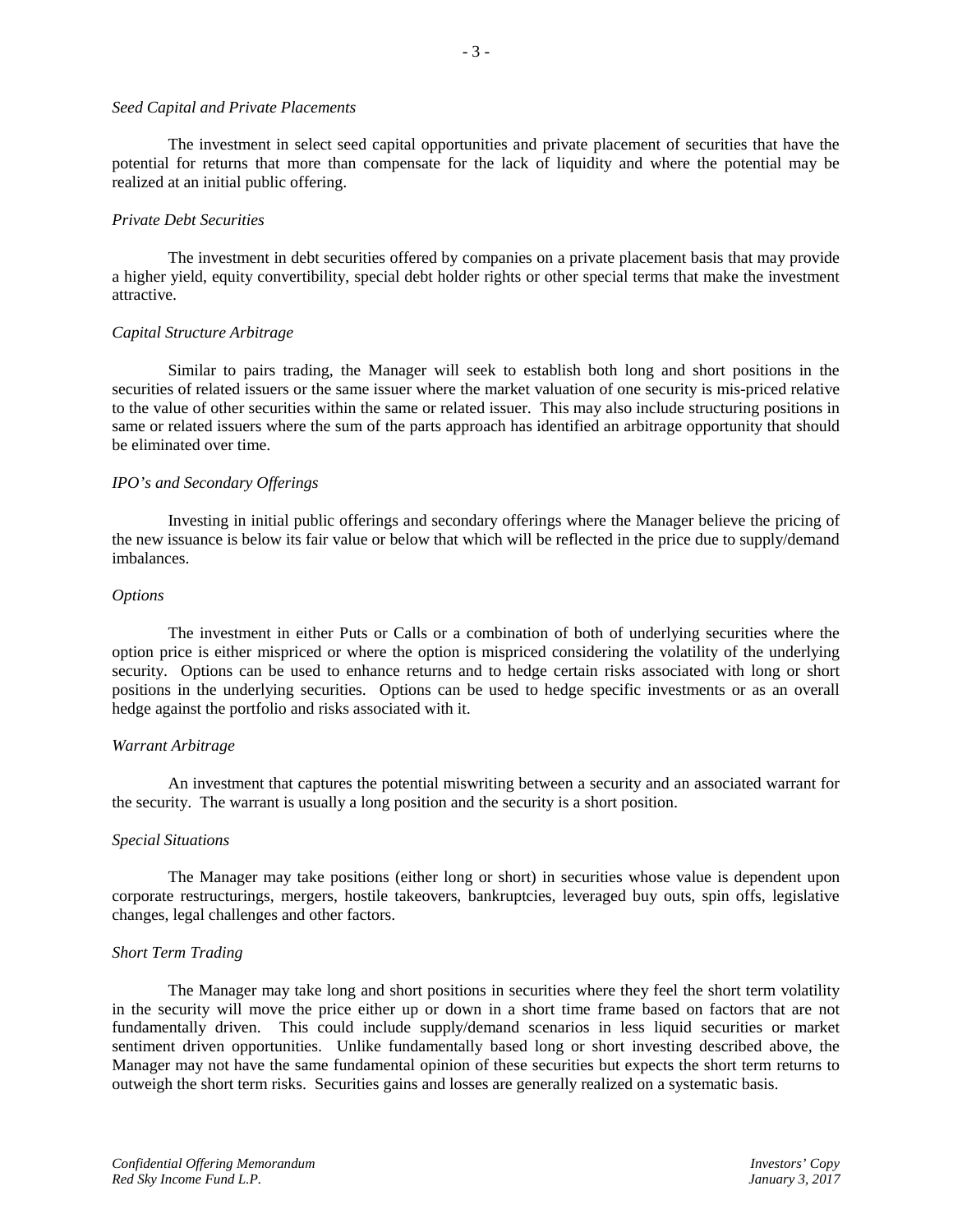*Seed Capital and Private Placements*

The investment in select seed capital opportunities and private placement of securities that have the potential for returns that more than compensate for the lack of liquidity and where the potential may be realized at an initial public offering.

*Private Debt Securities*

The investment in debt securities offered by companies on a private placement basis that may provide a higher yield, equity convertibility, special debt holder rights or other special terms that make the investment attractive.

*Capital Structure Arbitrage*

Similar to pairs trading, the Manager will seek to establish both long and short positions in the securities of related issuers or the same issuer where the market valuation of one security is mis-priced relative to the value of other securities within the same or related issuer. This may also include structuring positions in same or related issuers where the sum of the parts approach has identified an arbitrage opportunity that should be eliminated over time.

*IPO's and Secondary Offerings*

Investing in initial public offerings and secondary offerings where the Manager believe the pricing of the new issuance is below its fair value or below that which will be reflected in the price due to supply/demand imbalances.

*Options*

The investment in either Puts or Calls or a combination of both of underlying securities where the option price is either mispriced or where the option is mispriced considering the volatility of the underlying security. Options can be used to enhance returns and to hedge certain risks associated with long or short positions in the underlying securities. Options can be used to hedge specific investments or as an overall hedge against the portfolio and risks associated with it.

*Warrant Arbitrage*

An investment that captures the potential miswriting between a security and an associated warrant for the security. The warrant is usually a long position and the security is a short position.

*Special Situations*

The Manager may take positions (either long or short) in securities whose value is dependent upon corporate restructurings, mergers, hostile takeovers, bankruptcies, leveraged buy outs, spin offs, legislative changes, legal challenges and other factors.

*Short Term Trading*

The Manager may take long and short positions in securities where they feel the short term volatility in the security will move the price either up or down in a short time frame based on factors that are not fundamentally driven. This could include supply/demand scenarios in less liquid securities or market sentiment driven opportunities. Unlike fundamentally based long or short investing described above, the Manager may not have the same fundamental opinion of these securities but expects the short term returns to outweigh the short term risks. Securities gains and losses are generally realized on a systematic basis.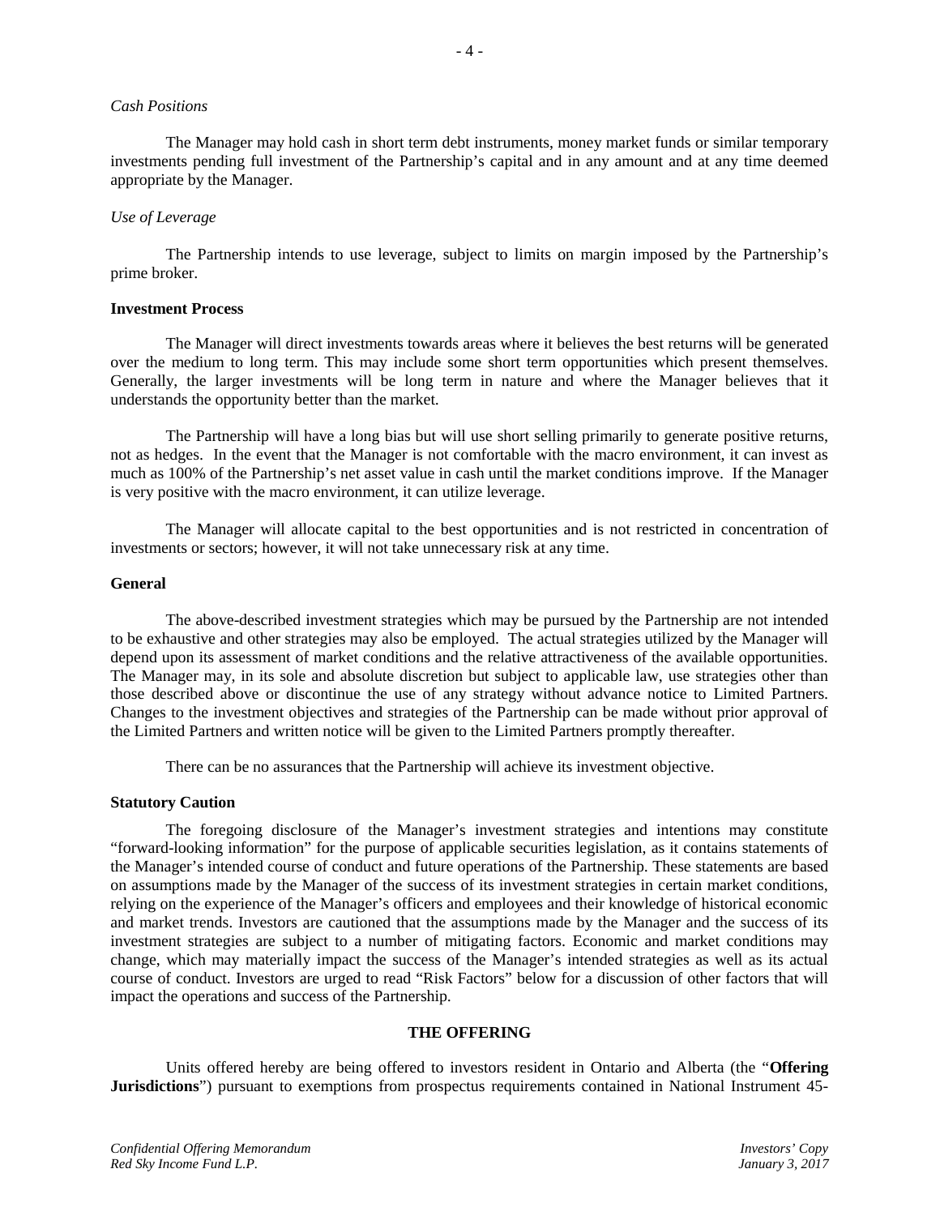*Cash Positions*

The Manager may hold cash in short term debt instruments, money market funds or similar temporary investments pending full investment of the Partnership's capital and in any amount and at any time deemed appropriate by the Manager.

*Use of Leverage*

The Partnership intends to use leverage, subject to limits on margin imposed by the Partnership's prime broker.

**Investment Process**

The Manager will direct investments towards areas where it believes the best returns will be generated over the medium to long term. This may include some short term opportunities which present themselves. Generally, the larger investments will be long term in nature and where the Manager believes that it understands the opportunity better than the market.

The Partnership will have a long bias but will use short selling primarily to generate positive returns, not as hedges. In the event that the Manager is not comfortable with the macro environment, it can invest as much as 100% of the Partnership's net asset value in cash until the market conditions improve. If the Manager is very positive with the macro environment, it can utilize leverage.

The Manager will allocate capital to the best opportunities and is not restricted in concentration of investments or sectors; however, it will not take unnecessary risk at any time.

**General**

The above-described investment strategies which may be pursued by the Partnership are not intended to be exhaustive and other strategies may also be employed. The actual strategies utilized by the Manager will depend upon its assessment of market conditions and the relative attractiveness of the available opportunities. The Manager may, in its sole and absolute discretion but subject to applicable law, use strategies other than those described above or discontinue the use of any strategy without advance notice to Limited Partners. Changes to the investment objectives and strategies of the Partnership can be made without prior approval of the Limited Partners and written notice will be given to the Limited Partners promptly thereafter.

There can be no assurances that the Partnership will achieve its investment objective.

**Statutory Caution**

The foregoing disclosure of the Manager's investment strategies and intentions may constitute "forward-looking information" for the purpose of applicable securities legislation, as it contains statements of the Manager's intended course of conduct and future operations of the Partnership. These statements are based on assumptions made by the Manager of the success of its investment strategies in certain market conditions, relying on the experience of the Manager's officers and employees and their knowledge of historical economic and market trends. Investors are cautioned that the assumptions made by the Manager and the success of its investment strategies are subject to a number of mitigating factors. Economic and market conditions may change, which may materially impact the success of the Manager's intended strategies as well as its actual course of conduct. Investors are urged to read "Risk Factors" below for a discussion of other factors that will impact the operations and success of the Partnership.

## THE OFFERING

Units offered hereby are being offered to investors resident in Ontario and Alberta (the "**Offering Jurisdictions**") pursuant to exemptions from prospectus requirements contained in National Instrument 45-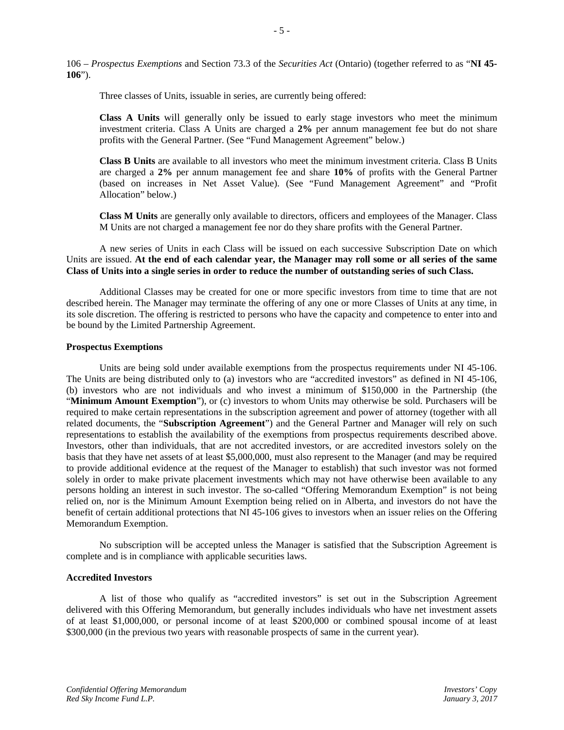106 – *Prospectus Exemptions* and Section 73.3 of the *Securities Act* (Ontario) (together referred to as "**NI 45-106**").

Three classes of Units, issuable in series, are currently being offered:

**Class A Units** will generally only be issued to early stage investors who meet the minimum investment criteria. Class A Units are charged a **2%** per annum management fee but do not share profits with the General Partner. (See "Fund Management Agreement" below.)

**Class B Units** are available to all investors who meet the minimum investment criteria. Class B Units are charged a **2%** per annum management fee and share **10%** of profits with the General Partner (based on increases in Net Asset Value). (See "Fund Management Agreement" and "Profit Allocation" below.)

**Class M Units** are generally only available to directors, officers and employees of the Manager. Class M Units are not charged a management fee nor do they share profits with the General Partner.

A new series of Units in each Class will be issued on each successive Subscription Date on which Units are issued. **At the end of each calendar year, the Manager may roll some or all series of the same Class of Units into a single series in order to reduce the number of outstanding series of such Class.**

Additional Classes may be created for one or more specific investors from time to time that are not described herein. The Manager may terminate the offering of any one or more Classes of Units at any time, in its sole discretion. The offering is restricted to persons who have the capacity and competence to enter into and be bound by the Limited Partnership Agreement.

**Prospectus Exemptions**

Units are being sold under available exemptions from the prospectus requirements under NI 45-106. The Units are being distributed only to (a) investors who are "accredited investors" as defined in NI 45-106, (b) investors who are not individuals and who invest a minimum of $150,000 in the Partnership (the "**Minimum Amount Exemption**"), or (c) investors to whom Units may otherwise be sold. Purchasers will be required to make certain representations in the subscription agreement and power of attorney (together with all related documents, the "**Subscription Agreement**") and the General Partner and Manager will rely on such representations to establish the availability of the exemptions from prospectus requirements described above. Investors, other than individuals, that are not accredited investors, or are accredited investors solely on the basis that they have net assets of at least $5,000,000, must also represent to the Manager (and may be required to provide additional evidence at the request of the Manager to establish) that such investor was not formed solely in order to make private placement investments which may not have otherwise been available to any persons holding an interest in such investor. The so-called "Offering Memorandum Exemption" is not being relied on, nor is the Minimum Amount Exemption being relied on in Alberta, and investors do not have the benefit of certain additional protections that NI 45-106 gives to investors when an issuer relies on the Offering Memorandum Exemption.

No subscription will be accepted unless the Manager is satisfied that the Subscription Agreement is complete and is in compliance with applicable securities laws.

**Accredited Investors**

A list of those who qualify as "accredited investors" is set out in the Subscription Agreement delivered with this Offering Memorandum, but generally includes individuals who have net investment assets of at least $1,000,000, or personal income of at least $200,000 or combined spousal income of at least $300,000 (in the previous two years with reasonable prospects of same in the current year).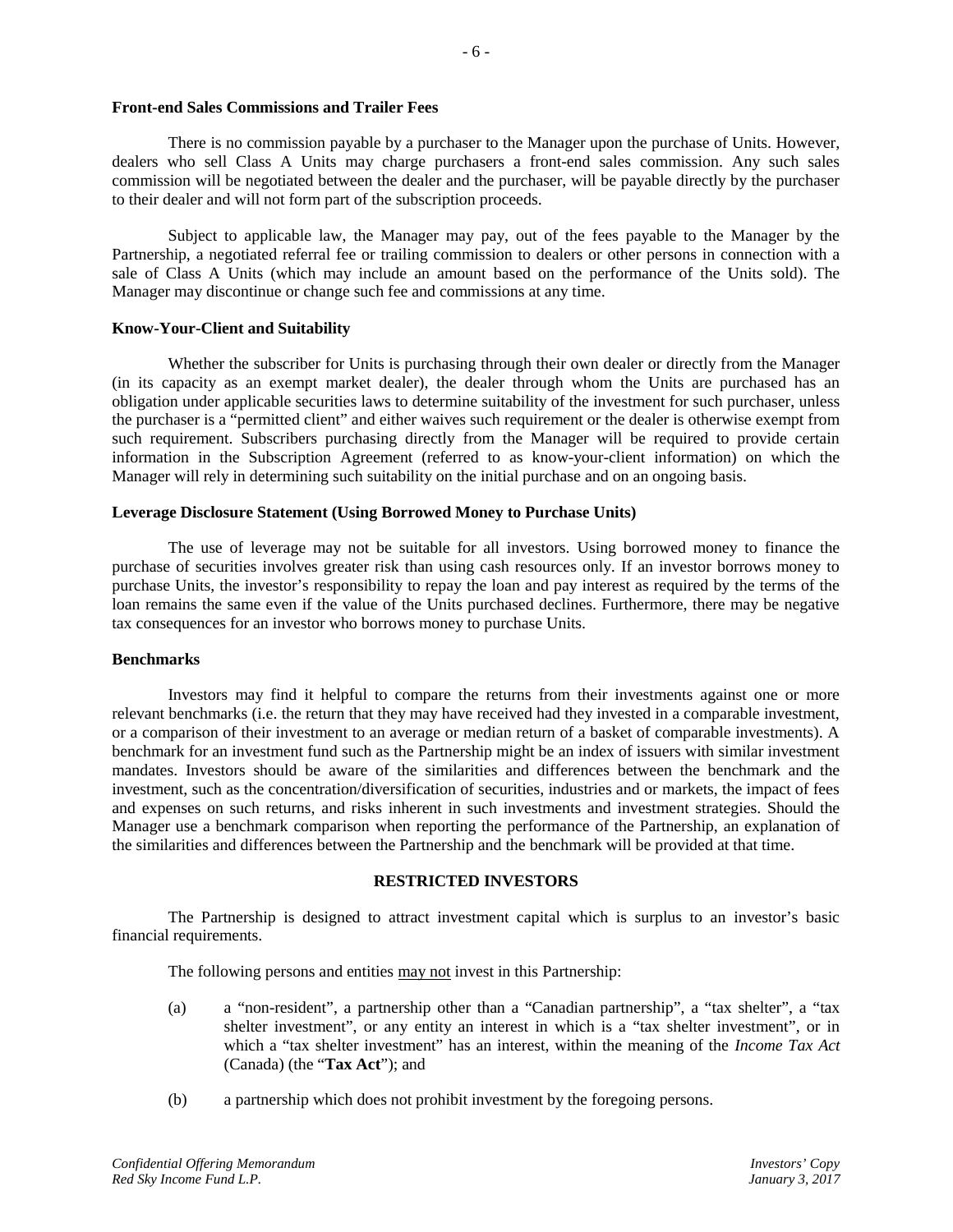### Front-end Sales Commissions and Trailer Fees

There is no commission payable by a purchaser to the Manager upon the purchase of Units. However, dealers who sell Class A Units may charge purchasers a front-end sales commission. Any such sales commission will be negotiated between the dealer and the purchaser, will be payable directly by the purchaser to their dealer and will not form part of the subscription proceeds.

Subject to applicable law, the Manager may pay, out of the fees payable to the Manager by the Partnership, a negotiated referral fee or trailing commission to dealers or other persons in connection with a sale of Class A Units (which may include an amount based on the performance of the Units sold). The Manager may discontinue or change such fee and commissions at any time.

### Know-Your-Client and Suitability

Whether the subscriber for Units is purchasing through their own dealer or directly from the Manager (in its capacity as an exempt market dealer), the dealer through whom the Units are purchased has an obligation under applicable securities laws to determine suitability of the investment for such purchaser, unless the purchaser is a "permitted client" and either waives such requirement or the dealer is otherwise exempt from such requirement. Subscribers purchasing directly from the Manager will be required to provide certain information in the Subscription Agreement (referred to as know-your-client information) on which the Manager will rely in determining such suitability on the initial purchase and on an ongoing basis.

### Leverage Disclosure Statement (Using Borrowed Money to Purchase Units)

The use of leverage may not be suitable for all investors. Using borrowed money to finance the purchase of securities involves greater risk than using cash resources only. If an investor borrows money to purchase Units, the investor's responsibility to repay the loan and pay interest as required by the terms of the loan remains the same even if the value of the Units purchased declines. Furthermore, there may be negative tax consequences for an investor who borrows money to purchase Units.

### Benchmarks

Investors may find it helpful to compare the returns from their investments against one or more relevant benchmarks (i.e. the return that they may have received had they invested in a comparable investment, or a comparison of their investment to an average or median return of a basket of comparable investments). A benchmark for an investment fund such as the Partnership might be an index of issuers with similar investment mandates. Investors should be aware of the similarities and differences between the benchmark and the investment, such as the concentration/diversification of securities, industries and or markets, the impact of fees and expenses on such returns, and risks inherent in such investments and investment strategies. Should the Manager use a benchmark comparison when reporting the performance of the Partnership, an explanation of the similarities and differences between the Partnership and the benchmark will be provided at that time.

## RESTRICTED INVESTORS

The Partnership is designed to attract investment capital which is surplus to an investor's basic financial requirements.

The following persons and entities may not invest in this Partnership:

(a) a "non-resident", a partnership other than a "Canadian partnership", a "tax shelter", a "tax shelter investment", or any entity an interest in which is a "tax shelter investment", or in which a "tax shelter investment" has an interest, within the meaning of the *Income Tax Act* (Canada) (the "**Tax Act**"); and

(b) a partnership which does not prohibit investment by the foregoing persons.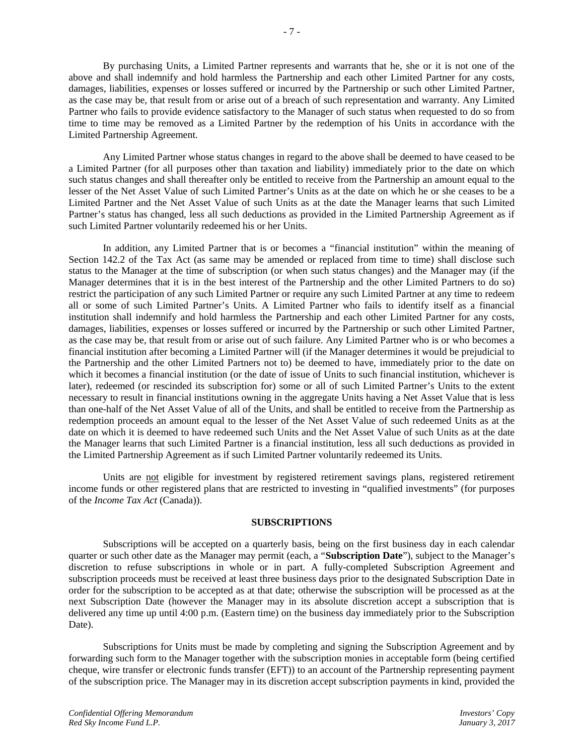By purchasing Units, a Limited Partner represents and warrants that he, she or it is not one of the above and shall indemnify and hold harmless the Partnership and each other Limited Partner for any costs, damages, liabilities, expenses or losses suffered or incurred by the Partnership or such other Limited Partner, as the case may be, that result from or arise out of a breach of such representation and warranty. Any Limited Partner who fails to provide evidence satisfactory to the Manager of such status when requested to do so from time to time may be removed as a Limited Partner by the redemption of his Units in accordance with the Limited Partnership Agreement.

Any Limited Partner whose status changes in regard to the above shall be deemed to have ceased to be a Limited Partner (for all purposes other than taxation and liability) immediately prior to the date on which such status changes and shall thereafter only be entitled to receive from the Partnership an amount equal to the lesser of the Net Asset Value of such Limited Partner's Units as at the date on which he or she ceases to be a Limited Partner and the Net Asset Value of such Units as at the date the Manager learns that such Limited Partner's status has changed, less all such deductions as provided in the Limited Partnership Agreement as if such Limited Partner voluntarily redeemed his or her Units.

In addition, any Limited Partner that is or becomes a "financial institution" within the meaning of Section 142.2 of the Tax Act (as same may be amended or replaced from time to time) shall disclose such status to the Manager at the time of subscription (or when such status changes) and the Manager may (if the Manager determines that it is in the best interest of the Partnership and the other Limited Partners to do so) restrict the participation of any such Limited Partner or require any such Limited Partner at any time to redeem all or some of such Limited Partner's Units. A Limited Partner who fails to identify itself as a financial institution shall indemnify and hold harmless the Partnership and each other Limited Partner for any costs, damages, liabilities, expenses or losses suffered or incurred by the Partnership or such other Limited Partner, as the case may be, that result from or arise out of such failure. Any Limited Partner who is or who becomes a financial institution after becoming a Limited Partner will (if the Manager determines it would be prejudicial to the Partnership and the other Limited Partners not to) be deemed to have, immediately prior to the date on which it becomes a financial institution (or the date of issue of Units to such financial institution, whichever is later), redeemed (or rescinded its subscription for) some or all of such Limited Partner's Units to the extent necessary to result in financial institutions owning in the aggregate Units having a Net Asset Value that is less than one-half of the Net Asset Value of all of the Units, and shall be entitled to receive from the Partnership as redemption proceeds an amount equal to the lesser of the Net Asset Value of such redeemed Units as at the date on which it is deemed to have redeemed such Units and the Net Asset Value of such Units as at the date the Manager learns that such Limited Partner is a financial institution, less all such deductions as provided in the Limited Partnership Agreement as if such Limited Partner voluntarily redeemed its Units.

Units are not eligible for investment by registered retirement savings plans, registered retirement income funds or other registered plans that are restricted to investing in "qualified investments" (for purposes of the *Income Tax Act* (Canada)).

## SUBSCRIPTIONS

Subscriptions will be accepted on a quarterly basis, being on the first business day in each calendar quarter or such other date as the Manager may permit (each, a "**Subscription Date**"), subject to the Manager's discretion to refuse subscriptions in whole or in part. A fully-completed Subscription Agreement and subscription proceeds must be received at least three business days prior to the designated Subscription Date in order for the subscription to be accepted as at that date; otherwise the subscription will be processed as at the next Subscription Date (however the Manager may in its absolute discretion accept a subscription that is delivered any time up until 4:00 p.m. (Eastern time) on the business day immediately prior to the Subscription Date).

Subscriptions for Units must be made by completing and signing the Subscription Agreement and by forwarding such form to the Manager together with the subscription monies in acceptable form (being certified cheque, wire transfer or electronic funds transfer (EFT)) to an account of the Partnership representing payment of the subscription price. The Manager may in its discretion accept subscription payments in kind, provided the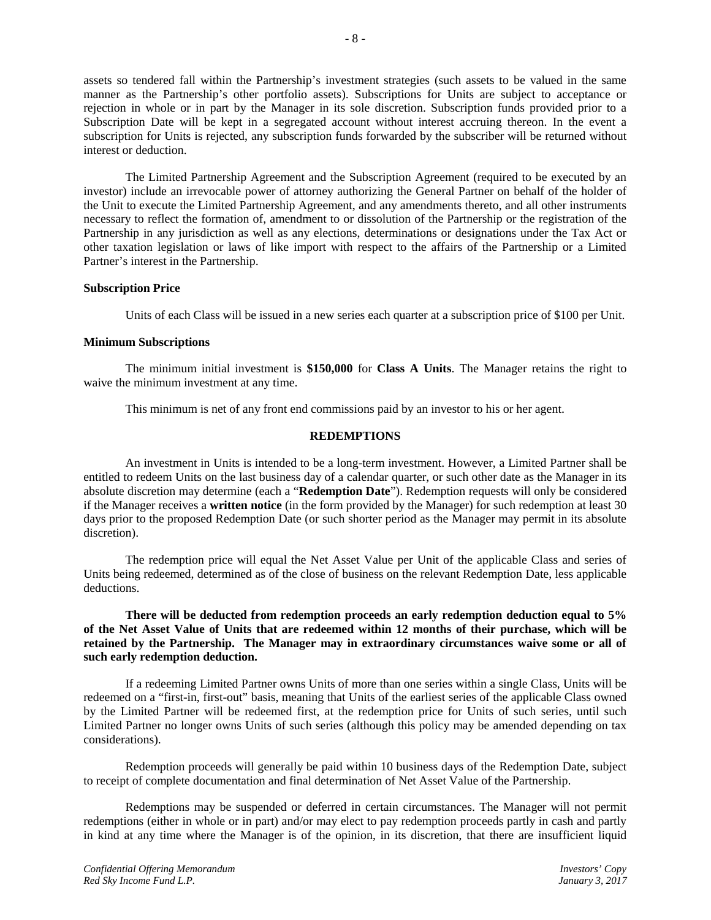assets so tendered fall within the Partnership's investment strategies (such assets to be valued in the same manner as the Partnership's other portfolio assets). Subscriptions for Units are subject to acceptance or rejection in whole or in part by the Manager in its sole discretion. Subscription funds provided prior to a Subscription Date will be kept in a segregated account without interest accruing thereon. In the event a subscription for Units is rejected, any subscription funds forwarded by the subscriber will be returned without interest or deduction.

The Limited Partnership Agreement and the Subscription Agreement (required to be executed by an investor) include an irrevocable power of attorney authorizing the General Partner on behalf of the holder of the Unit to execute the Limited Partnership Agreement, and any amendments thereto, and all other instruments necessary to reflect the formation of, amendment to or dissolution of the Partnership or the registration of the Partnership in any jurisdiction as well as any elections, determinations or designations under the Tax Act or other taxation legislation or laws of like import with respect to the affairs of the Partnership or a Limited Partner's interest in the Partnership.

**Subscription Price**

Units of each Class will be issued in a new series each quarter at a subscription price of $100 per Unit.

**Minimum Subscriptions**

The minimum initial investment is **$150,000** for **Class A Units**. The Manager retains the right to waive the minimum investment at any time.

This minimum is net of any front end commissions paid by an investor to his or her agent.

## REDEMPTIONS

An investment in Units is intended to be a long-term investment. However, a Limited Partner shall be entitled to redeem Units on the last business day of a calendar quarter, or such other date as the Manager in its absolute discretion may determine (each a "**Redemption Date**"). Redemption requests will only be considered if the Manager receives a **written notice** (in the form provided by the Manager) for such redemption at least 30 days prior to the proposed Redemption Date (or such shorter period as the Manager may permit in its absolute discretion).

The redemption price will equal the Net Asset Value per Unit of the applicable Class and series of Units being redeemed, determined as of the close of business on the relevant Redemption Date, less applicable deductions.

**There will be deducted from redemption proceeds an early redemption deduction equal to 5% of the Net Asset Value of Units that are redeemed within 12 months of their purchase, which will be retained by the Partnership. The Manager may in extraordinary circumstances waive some or all of such early redemption deduction.**

If a redeeming Limited Partner owns Units of more than one series within a single Class, Units will be redeemed on a "first-in, first-out" basis, meaning that Units of the earliest series of the applicable Class owned by the Limited Partner will be redeemed first, at the redemption price for Units of such series, until such Limited Partner no longer owns Units of such series (although this policy may be amended depending on tax considerations).

Redemption proceeds will generally be paid within 10 business days of the Redemption Date, subject to receipt of complete documentation and final determination of Net Asset Value of the Partnership.

Redemptions may be suspended or deferred in certain circumstances. The Manager will not permit redemptions (either in whole or in part) and/or may elect to pay redemption proceeds partly in cash and partly in kind at any time where the Manager is of the opinion, in its discretion, that there are insufficient liquid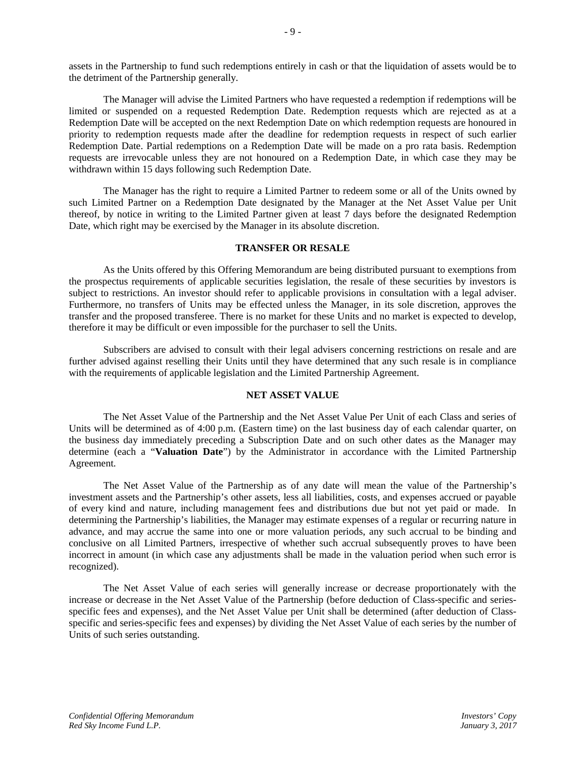assets in the Partnership to fund such redemptions entirely in cash or that the liquidation of assets would be to the detriment of the Partnership generally.

The Manager will advise the Limited Partners who have requested a redemption if redemptions will be limited or suspended on a requested Redemption Date. Redemption requests which are rejected as at a Redemption Date will be accepted on the next Redemption Date on which redemption requests are honoured in priority to redemption requests made after the deadline for redemption requests in respect of such earlier Redemption Date. Partial redemptions on a Redemption Date will be made on a pro rata basis. Redemption requests are irrevocable unless they are not honoured on a Redemption Date, in which case they may be withdrawn within 15 days following such Redemption Date.

The Manager has the right to require a Limited Partner to redeem some or all of the Units owned by such Limited Partner on a Redemption Date designated by the Manager at the Net Asset Value per Unit thereof, by notice in writing to the Limited Partner given at least 7 days before the designated Redemption Date, which right may be exercised by the Manager in its absolute discretion.

## TRANSFER OR RESALE

As the Units offered by this Offering Memorandum are being distributed pursuant to exemptions from the prospectus requirements of applicable securities legislation, the resale of these securities by investors is subject to restrictions. An investor should refer to applicable provisions in consultation with a legal adviser. Furthermore, no transfers of Units may be effected unless the Manager, in its sole discretion, approves the transfer and the proposed transferee. There is no market for these Units and no market is expected to develop, therefore it may be difficult or even impossible for the purchaser to sell the Units.

Subscribers are advised to consult with their legal advisers concerning restrictions on resale and are further advised against reselling their Units until they have determined that any such resale is in compliance with the requirements of applicable legislation and the Limited Partnership Agreement.

## NET ASSET VALUE

The Net Asset Value of the Partnership and the Net Asset Value Per Unit of each Class and series of Units will be determined as of 4:00 p.m. (Eastern time) on the last business day of each calendar quarter, on the business day immediately preceding a Subscription Date and on such other dates as the Manager may determine (each a "**Valuation Date**") by the Administrator in accordance with the Limited Partnership Agreement.

The Net Asset Value of the Partnership as of any date will mean the value of the Partnership's investment assets and the Partnership's other assets, less all liabilities, costs, and expenses accrued or payable of every kind and nature, including management fees and distributions due but not yet paid or made. In determining the Partnership's liabilities, the Manager may estimate expenses of a regular or recurring nature in advance, and may accrue the same into one or more valuation periods, any such accrual to be binding and conclusive on all Limited Partners, irrespective of whether such accrual subsequently proves to have been incorrect in amount (in which case any adjustments shall be made in the valuation period when such error is recognized).

The Net Asset Value of each series will generally increase or decrease proportionately with the increase or decrease in the Net Asset Value of the Partnership (before deduction of Class-specific and series-specific fees and expenses), and the Net Asset Value per Unit shall be determined (after deduction of Class-specific and series-specific fees and expenses) by dividing the Net Asset Value of each series by the number of Units of such series outstanding.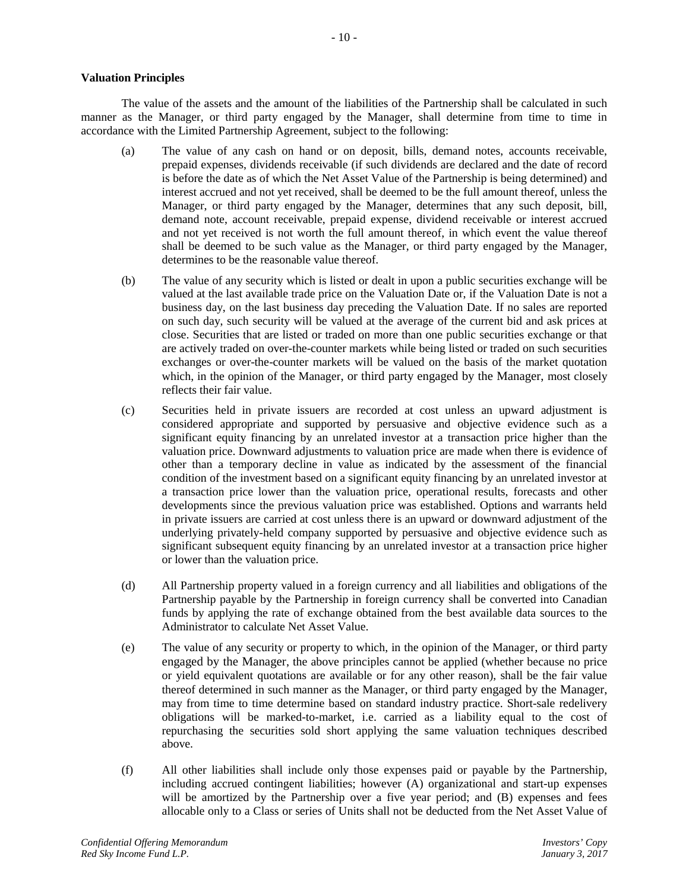**Valuation Principles**

The value of the assets and the amount of the liabilities of the Partnership shall be calculated in such manner as the Manager, or third party engaged by the Manager, shall determine from time to time in accordance with the Limited Partnership Agreement, subject to the following:

(a) The value of any cash on hand or on deposit, bills, demand notes, accounts receivable, prepaid expenses, dividends receivable (if such dividends are declared and the date of record is before the date as of which the Net Asset Value of the Partnership is being determined) and interest accrued and not yet received, shall be deemed to be the full amount thereof, unless the Manager, or third party engaged by the Manager, determines that any such deposit, bill, demand note, account receivable, prepaid expense, dividend receivable or interest accrued and not yet received is not worth the full amount thereof, in which event the value thereof shall be deemed to be such value as the Manager, or third party engaged by the Manager, determines to be the reasonable value thereof.

(b) The value of any security which is listed or dealt in upon a public securities exchange will be valued at the last available trade price on the Valuation Date or, if the Valuation Date is not a business day, on the last business day preceding the Valuation Date. If no sales are reported on such day, such security will be valued at the average of the current bid and ask prices at close. Securities that are listed or traded on more than one public securities exchange or that are actively traded on over-the-counter markets while being listed or traded on such securities exchanges or over-the-counter markets will be valued on the basis of the market quotation which, in the opinion of the Manager, or third party engaged by the Manager, most closely reflects their fair value.

(c) Securities held in private issuers are recorded at cost unless an upward adjustment is considered appropriate and supported by persuasive and objective evidence such as a significant equity financing by an unrelated investor at a transaction price higher than the valuation price. Downward adjustments to valuation price are made when there is evidence of other than a temporary decline in value as indicated by the assessment of the financial condition of the investment based on a significant equity financing by an unrelated investor at a transaction price lower than the valuation price, operational results, forecasts and other developments since the previous valuation price was established. Options and warrants held in private issuers are carried at cost unless there is an upward or downward adjustment of the underlying privately-held company supported by persuasive and objective evidence such as significant subsequent equity financing by an unrelated investor at a transaction price higher or lower than the valuation price.

(d) All Partnership property valued in a foreign currency and all liabilities and obligations of the Partnership payable by the Partnership in foreign currency shall be converted into Canadian funds by applying the rate of exchange obtained from the best available data sources to the Administrator to calculate Net Asset Value.

(e) The value of any security or property to which, in the opinion of the Manager, or third party engaged by the Manager, the above principles cannot be applied (whether because no price or yield equivalent quotations are available or for any other reason), shall be the fair value thereof determined in such manner as the Manager, or third party engaged by the Manager, may from time to time determine based on standard industry practice. Short-sale redelivery obligations will be marked-to-market, i.e. carried as a liability equal to the cost of repurchasing the securities sold short applying the same valuation techniques described above.

(f) All other liabilities shall include only those expenses paid or payable by the Partnership, including accrued contingent liabilities; however (A) organizational and start-up expenses will be amortized by the Partnership over a five year period; and (B) expenses and fees allocable only to a Class or series of Units shall not be deducted from the Net Asset Value of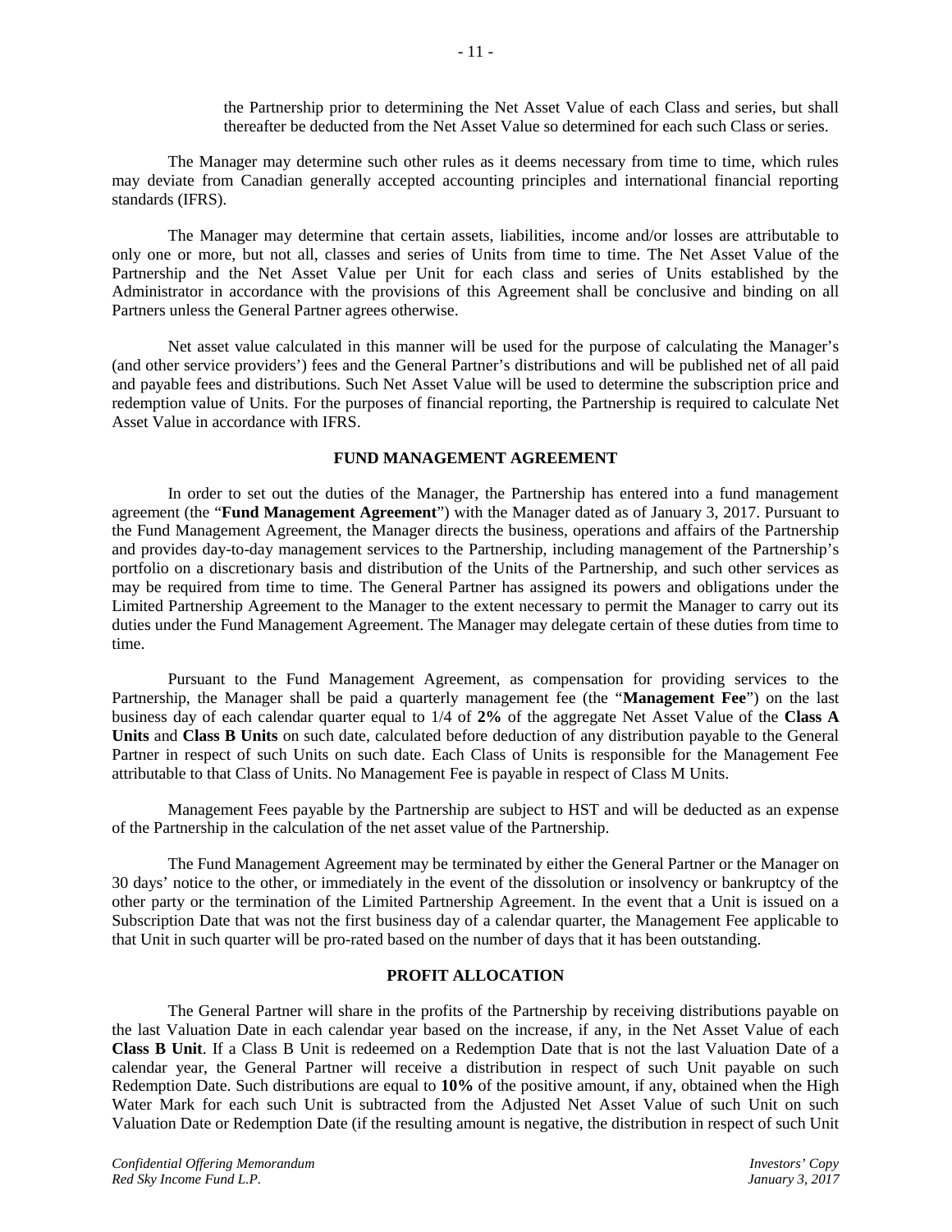the Partnership prior to determining the Net Asset Value of each Class and series, but shall thereafter be deducted from the Net Asset Value so determined for each such Class or series.

The Manager may determine such other rules as it deems necessary from time to time, which rules may deviate from Canadian generally accepted accounting principles and international financial reporting standards (IFRS).

The Manager may determine that certain assets, liabilities, income and/or losses are attributable to only one or more, but not all, classes and series of Units from time to time. The Net Asset Value of the Partnership and the Net Asset Value per Unit for each class and series of Units established by the Administrator in accordance with the provisions of this Agreement shall be conclusive and binding on all Partners unless the General Partner agrees otherwise.

Net asset value calculated in this manner will be used for the purpose of calculating the Manager's (and other service providers') fees and the General Partner's distributions and will be published net of all paid and payable fees and distributions. Such Net Asset Value will be used to determine the subscription price and redemption value of Units. For the purposes of financial reporting, the Partnership is required to calculate Net Asset Value in accordance with IFRS.

## FUND MANAGEMENT AGREEMENT

In order to set out the duties of the Manager, the Partnership has entered into a fund management agreement (the "**Fund Management Agreement**") with the Manager dated as of January 3, 2017. Pursuant to the Fund Management Agreement, the Manager directs the business, operations and affairs of the Partnership and provides day-to-day management services to the Partnership, including management of the Partnership's portfolio on a discretionary basis and distribution of the Units of the Partnership, and such other services as may be required from time to time. The General Partner has assigned its powers and obligations under the Limited Partnership Agreement to the Manager to the extent necessary to permit the Manager to carry out its duties under the Fund Management Agreement. The Manager may delegate certain of these duties from time to time.

Pursuant to the Fund Management Agreement, as compensation for providing services to the Partnership, the Manager shall be paid a quarterly management fee (the "**Management Fee**") on the last business day of each calendar quarter equal to 1/4 of **2%** of the aggregate Net Asset Value of the **Class A Units** and **Class B Units** on such date, calculated before deduction of any distribution payable to the General Partner in respect of such Units on such date. Each Class of Units is responsible for the Management Fee attributable to that Class of Units. No Management Fee is payable in respect of Class M Units.

Management Fees payable by the Partnership are subject to HST and will be deducted as an expense of the Partnership in the calculation of the net asset value of the Partnership.

The Fund Management Agreement may be terminated by either the General Partner or the Manager on 30 days' notice to the other, or immediately in the event of the dissolution or insolvency or bankruptcy of the other party or the termination of the Limited Partnership Agreement. In the event that a Unit is issued on a Subscription Date that was not the first business day of a calendar quarter, the Management Fee applicable to that Unit in such quarter will be pro-rated based on the number of days that it has been outstanding.

## PROFIT ALLOCATION

The General Partner will share in the profits of the Partnership by receiving distributions payable on the last Valuation Date in each calendar year based on the increase, if any, in the Net Asset Value of each **Class B Unit**. If a Class B Unit is redeemed on a Redemption Date that is not the last Valuation Date of a calendar year, the General Partner will receive a distribution in respect of such Unit payable on such Redemption Date. Such distributions are equal to **10%** of the positive amount, if any, obtained when the High Water Mark for each such Unit is subtracted from the Adjusted Net Asset Value of such Unit on such Valuation Date or Redemption Date (if the resulting amount is negative, the distribution in respect of such Unit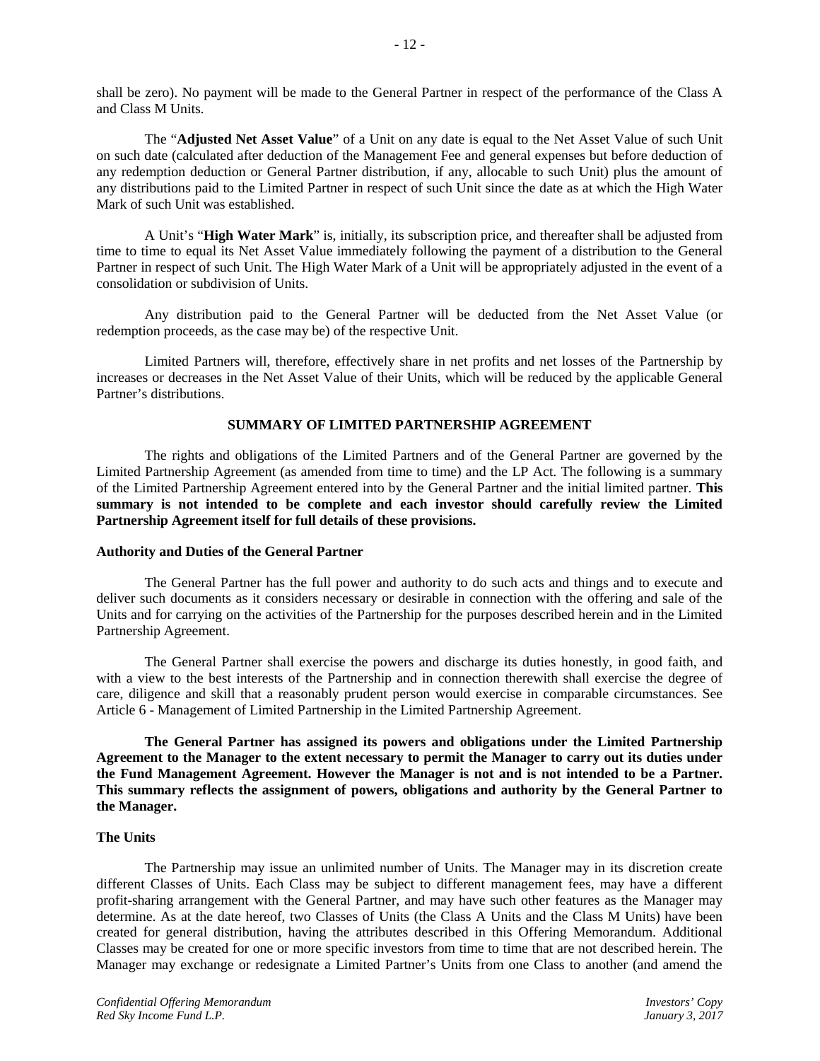shall be zero). No payment will be made to the General Partner in respect of the performance of the Class A and Class M Units.

The "**Adjusted Net Asset Value**" of a Unit on any date is equal to the Net Asset Value of such Unit on such date (calculated after deduction of the Management Fee and general expenses but before deduction of any redemption deduction or General Partner distribution, if any, allocable to such Unit) plus the amount of any distributions paid to the Limited Partner in respect of such Unit since the date as at which the High Water Mark of such Unit was established.

A Unit's "**High Water Mark**" is, initially, its subscription price, and thereafter shall be adjusted from time to time to equal its Net Asset Value immediately following the payment of a distribution to the General Partner in respect of such Unit. The High Water Mark of a Unit will be appropriately adjusted in the event of a consolidation or subdivision of Units.

Any distribution paid to the General Partner will be deducted from the Net Asset Value (or redemption proceeds, as the case may be) of the respective Unit.

Limited Partners will, therefore, effectively share in net profits and net losses of the Partnership by increases or decreases in the Net Asset Value of their Units, which will be reduced by the applicable General Partner's distributions.

## SUMMARY OF LIMITED PARTNERSHIP AGREEMENT

The rights and obligations of the Limited Partners and of the General Partner are governed by the Limited Partnership Agreement (as amended from time to time) and the LP Act. The following is a summary of the Limited Partnership Agreement entered into by the General Partner and the initial limited partner. **This summary is not intended to be complete and each investor should carefully review the Limited Partnership Agreement itself for full details of these provisions.**

### Authority and Duties of the General Partner

The General Partner has the full power and authority to do such acts and things and to execute and deliver such documents as it considers necessary or desirable in connection with the offering and sale of the Units and for carrying on the activities of the Partnership for the purposes described herein and in the Limited Partnership Agreement.

The General Partner shall exercise the powers and discharge its duties honestly, in good faith, and with a view to the best interests of the Partnership and in connection therewith shall exercise the degree of care, diligence and skill that a reasonably prudent person would exercise in comparable circumstances. See Article 6 - Management of Limited Partnership in the Limited Partnership Agreement.

**The General Partner has assigned its powers and obligations under the Limited Partnership Agreement to the Manager to the extent necessary to permit the Manager to carry out its duties under the Fund Management Agreement. However the Manager is not and is not intended to be a Partner. This summary reflects the assignment of powers, obligations and authority by the General Partner to the Manager.**

### The Units

The Partnership may issue an unlimited number of Units. The Manager may in its discretion create different Classes of Units. Each Class may be subject to different management fees, may have a different profit-sharing arrangement with the General Partner, and may have such other features as the Manager may determine. As at the date hereof, two Classes of Units (the Class A Units and the Class M Units) have been created for general distribution, having the attributes described in this Offering Memorandum. Additional Classes may be created for one or more specific investors from time to time that are not described herein. The Manager may exchange or redesignate a Limited Partner's Units from one Class to another (and amend the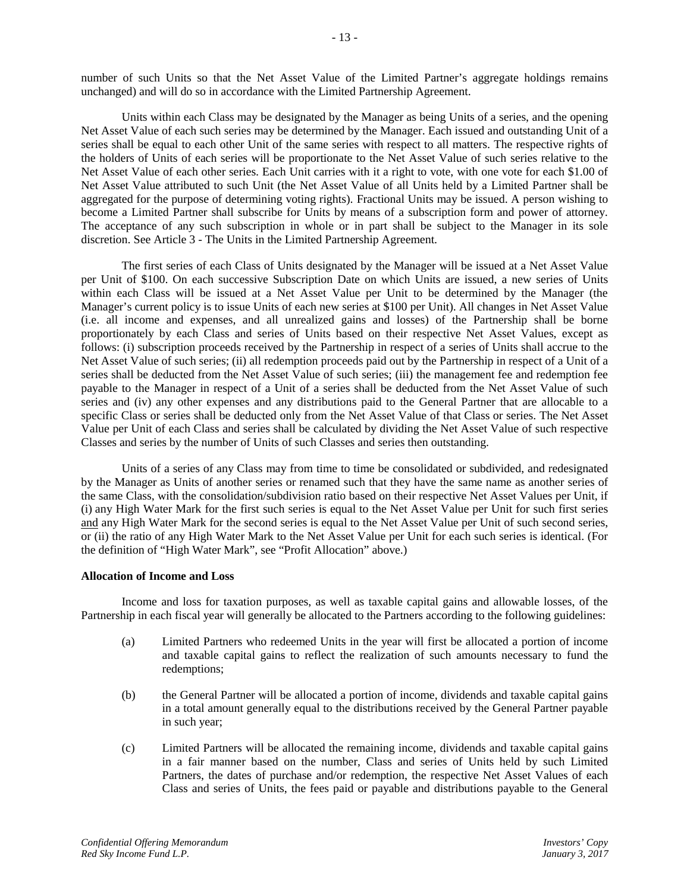number of such Units so that the Net Asset Value of the Limited Partner's aggregate holdings remains unchanged) and will do so in accordance with the Limited Partnership Agreement.

Units within each Class may be designated by the Manager as being Units of a series, and the opening Net Asset Value of each such series may be determined by the Manager. Each issued and outstanding Unit of a series shall be equal to each other Unit of the same series with respect to all matters. The respective rights of the holders of Units of each series will be proportionate to the Net Asset Value of such series relative to the Net Asset Value of each other series. Each Unit carries with it a right to vote, with one vote for each $1.00 of Net Asset Value attributed to such Unit (the Net Asset Value of all Units held by a Limited Partner shall be aggregated for the purpose of determining voting rights). Fractional Units may be issued. A person wishing to become a Limited Partner shall subscribe for Units by means of a subscription form and power of attorney. The acceptance of any such subscription in whole or in part shall be subject to the Manager in its sole discretion. See Article 3 - The Units in the Limited Partnership Agreement.

The first series of each Class of Units designated by the Manager will be issued at a Net Asset Value per Unit of $100. On each successive Subscription Date on which Units are issued, a new series of Units within each Class will be issued at a Net Asset Value per Unit to be determined by the Manager (the Manager's current policy is to issue Units of each new series at $100 per Unit). All changes in Net Asset Value (i.e. all income and expenses, and all unrealized gains and losses) of the Partnership shall be borne proportionately by each Class and series of Units based on their respective Net Asset Values, except as follows: (i) subscription proceeds received by the Partnership in respect of a series of Units shall accrue to the Net Asset Value of such series; (ii) all redemption proceeds paid out by the Partnership in respect of a Unit of a series shall be deducted from the Net Asset Value of such series; (iii) the management fee and redemption fee payable to the Manager in respect of a Unit of a series shall be deducted from the Net Asset Value of such series and (iv) any other expenses and any distributions paid to the General Partner that are allocable to a specific Class or series shall be deducted only from the Net Asset Value of that Class or series. The Net Asset Value per Unit of each Class and series shall be calculated by dividing the Net Asset Value of such respective Classes and series by the number of Units of such Classes and series then outstanding.

Units of a series of any Class may from time to time be consolidated or subdivided, and redesignated by the Manager as Units of another series or renamed such that they have the same name as another series of the same Class, with the consolidation/subdivision ratio based on their respective Net Asset Values per Unit, if (i) any High Water Mark for the first such series is equal to the Net Asset Value per Unit for such first series and any High Water Mark for the second series is equal to the Net Asset Value per Unit of such second series, or (ii) the ratio of any High Water Mark to the Net Asset Value per Unit for each such series is identical. (For the definition of "High Water Mark", see "Profit Allocation" above.)

**Allocation of Income and Loss**

Income and loss for taxation purposes, as well as taxable capital gains and allowable losses, of the Partnership in each fiscal year will generally be allocated to the Partners according to the following guidelines:

(a) Limited Partners who redeemed Units in the year will first be allocated a portion of income and taxable capital gains to reflect the realization of such amounts necessary to fund the redemptions;

(b) the General Partner will be allocated a portion of income, dividends and taxable capital gains in a total amount generally equal to the distributions received by the General Partner payable in such year;

(c) Limited Partners will be allocated the remaining income, dividends and taxable capital gains in a fair manner based on the number, Class and series of Units held by such Limited Partners, the dates of purchase and/or redemption, the respective Net Asset Values of each Class and series of Units, the fees paid or payable and distributions payable to the General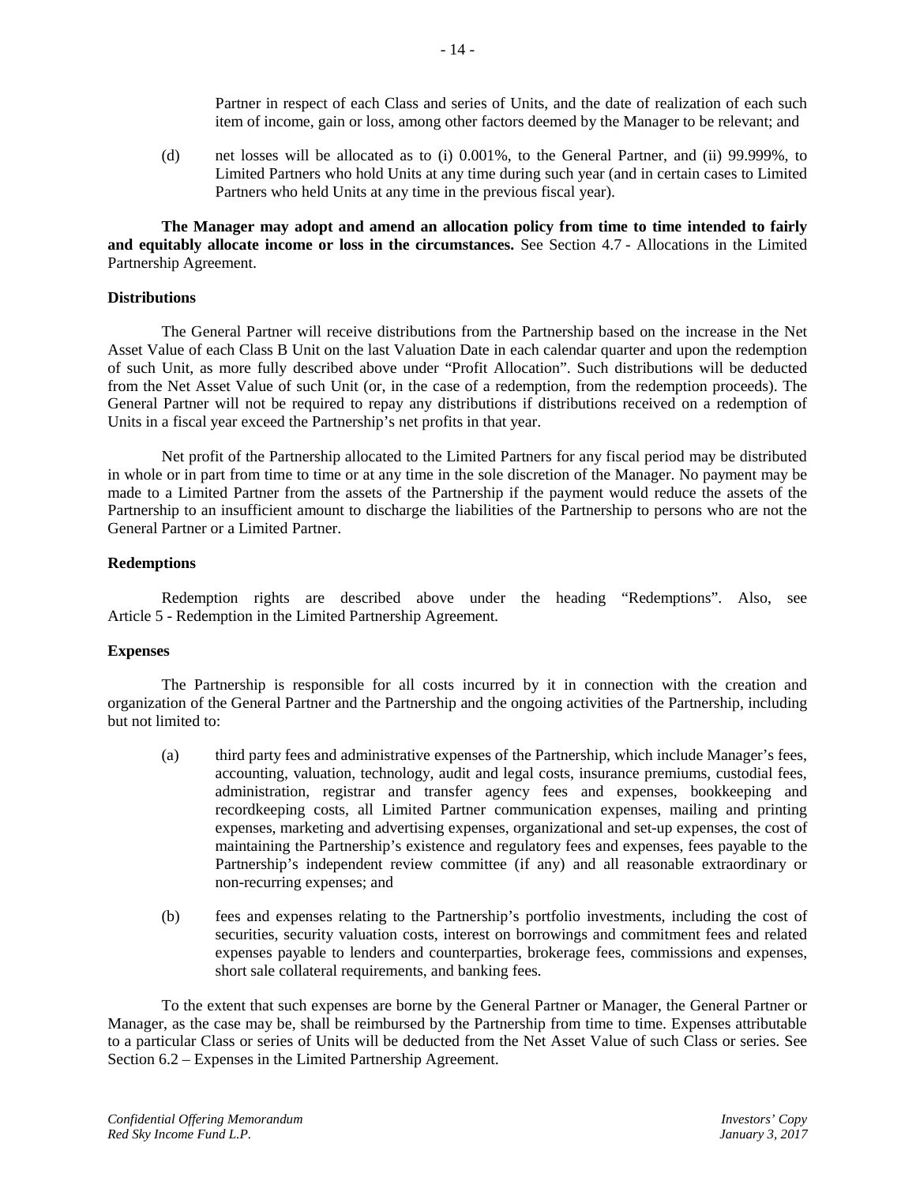Partner in respect of each Class and series of Units, and the date of realization of each such item of income, gain or loss, among other factors deemed by the Manager to be relevant; and

(d) net losses will be allocated as to (i) 0.001%, to the General Partner, and (ii) 99.999%, to Limited Partners who hold Units at any time during such year (and in certain cases to Limited Partners who held Units at any time in the previous fiscal year).

**The Manager may adopt and amend an allocation policy from time to time intended to fairly and equitably allocate income or loss in the circumstances.** See Section 4.7 - Allocations in the Limited Partnership Agreement.

**Distributions**

The General Partner will receive distributions from the Partnership based on the increase in the Net Asset Value of each Class B Unit on the last Valuation Date in each calendar quarter and upon the redemption of such Unit, as more fully described above under "Profit Allocation". Such distributions will be deducted from the Net Asset Value of such Unit (or, in the case of a redemption, from the redemption proceeds). The General Partner will not be required to repay any distributions if distributions received on a redemption of Units in a fiscal year exceed the Partnership's net profits in that year.

Net profit of the Partnership allocated to the Limited Partners for any fiscal period may be distributed in whole or in part from time to time or at any time in the sole discretion of the Manager. No payment may be made to a Limited Partner from the assets of the Partnership if the payment would reduce the assets of the Partnership to an insufficient amount to discharge the liabilities of the Partnership to persons who are not the General Partner or a Limited Partner.

**Redemptions**

Redemption rights are described above under the heading "Redemptions". Also, see Article 5 - Redemption in the Limited Partnership Agreement.

**Expenses**

The Partnership is responsible for all costs incurred by it in connection with the creation and organization of the General Partner and the Partnership and the ongoing activities of the Partnership, including but not limited to:

(a) third party fees and administrative expenses of the Partnership, which include Manager's fees, accounting, valuation, technology, audit and legal costs, insurance premiums, custodial fees, administration, registrar and transfer agency fees and expenses, bookkeeping and recordkeeping costs, all Limited Partner communication expenses, mailing and printing expenses, marketing and advertising expenses, organizational and set-up expenses, the cost of maintaining the Partnership's existence and regulatory fees and expenses, fees payable to the Partnership's independent review committee (if any) and all reasonable extraordinary or non-recurring expenses; and

(b) fees and expenses relating to the Partnership's portfolio investments, including the cost of securities, security valuation costs, interest on borrowings and commitment fees and related expenses payable to lenders and counterparties, brokerage fees, commissions and expenses, short sale collateral requirements, and banking fees.

To the extent that such expenses are borne by the General Partner or Manager, the General Partner or Manager, as the case may be, shall be reimbursed by the Partnership from time to time. Expenses attributable to a particular Class or series of Units will be deducted from the Net Asset Value of such Class or series. See Section 6.2 – Expenses in the Limited Partnership Agreement.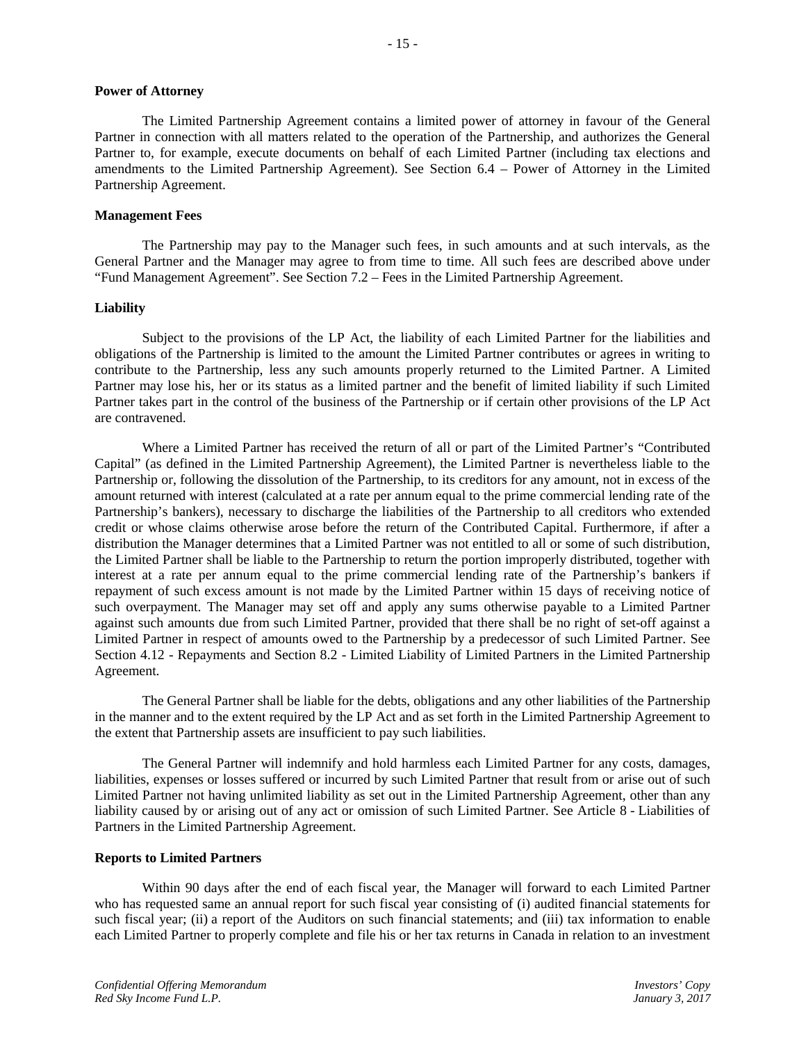**Power of Attorney**

The Limited Partnership Agreement contains a limited power of attorney in favour of the General Partner in connection with all matters related to the operation of the Partnership, and authorizes the General Partner to, for example, execute documents on behalf of each Limited Partner (including tax elections and amendments to the Limited Partnership Agreement). See Section 6.4 – Power of Attorney in the Limited Partnership Agreement.

**Management Fees**

The Partnership may pay to the Manager such fees, in such amounts and at such intervals, as the General Partner and the Manager may agree to from time to time. All such fees are described above under "Fund Management Agreement". See Section 7.2 – Fees in the Limited Partnership Agreement.

**Liability**

Subject to the provisions of the LP Act, the liability of each Limited Partner for the liabilities and obligations of the Partnership is limited to the amount the Limited Partner contributes or agrees in writing to contribute to the Partnership, less any such amounts properly returned to the Limited Partner. A Limited Partner may lose his, her or its status as a limited partner and the benefit of limited liability if such Limited Partner takes part in the control of the business of the Partnership or if certain other provisions of the LP Act are contravened.

Where a Limited Partner has received the return of all or part of the Limited Partner's "Contributed Capital" (as defined in the Limited Partnership Agreement), the Limited Partner is nevertheless liable to the Partnership or, following the dissolution of the Partnership, to its creditors for any amount, not in excess of the amount returned with interest (calculated at a rate per annum equal to the prime commercial lending rate of the Partnership's bankers), necessary to discharge the liabilities of the Partnership to all creditors who extended credit or whose claims otherwise arose before the return of the Contributed Capital. Furthermore, if after a distribution the Manager determines that a Limited Partner was not entitled to all or some of such distribution, the Limited Partner shall be liable to the Partnership to return the portion improperly distributed, together with interest at a rate per annum equal to the prime commercial lending rate of the Partnership's bankers if repayment of such excess amount is not made by the Limited Partner within 15 days of receiving notice of such overpayment. The Manager may set off and apply any sums otherwise payable to a Limited Partner against such amounts due from such Limited Partner, provided that there shall be no right of set-off against a Limited Partner in respect of amounts owed to the Partnership by a predecessor of such Limited Partner. See Section 4.12 - Repayments and Section 8.2 - Limited Liability of Limited Partners in the Limited Partnership Agreement.

The General Partner shall be liable for the debts, obligations and any other liabilities of the Partnership in the manner and to the extent required by the LP Act and as set forth in the Limited Partnership Agreement to the extent that Partnership assets are insufficient to pay such liabilities.

The General Partner will indemnify and hold harmless each Limited Partner for any costs, damages, liabilities, expenses or losses suffered or incurred by such Limited Partner that result from or arise out of such Limited Partner not having unlimited liability as set out in the Limited Partnership Agreement, other than any liability caused by or arising out of any act or omission of such Limited Partner. See Article 8 - Liabilities of Partners in the Limited Partnership Agreement.

**Reports to Limited Partners**

Within 90 days after the end of each fiscal year, the Manager will forward to each Limited Partner who has requested same an annual report for such fiscal year consisting of (i) audited financial statements for such fiscal year; (ii) a report of the Auditors on such financial statements; and (iii) tax information to enable each Limited Partner to properly complete and file his or her tax returns in Canada in relation to an investment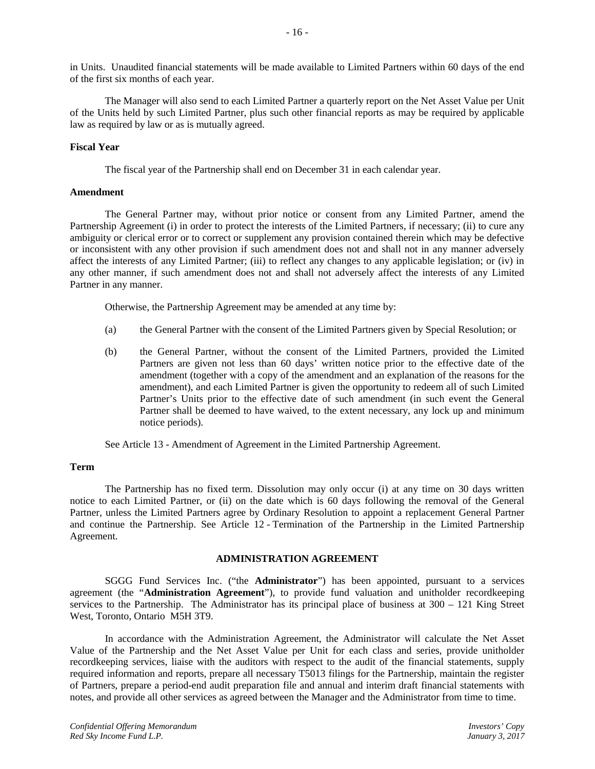in Units. Unaudited financial statements will be made available to Limited Partners within 60 days of the end of the first six months of each year.

The Manager will also send to each Limited Partner a quarterly report on the Net Asset Value per Unit of the Units held by such Limited Partner, plus such other financial reports as may be required by applicable law as required by law or as is mutually agreed.

**Fiscal Year**

The fiscal year of the Partnership shall end on December 31 in each calendar year.

**Amendment**

The General Partner may, without prior notice or consent from any Limited Partner, amend the Partnership Agreement (i) in order to protect the interests of the Limited Partners, if necessary; (ii) to cure any ambiguity or clerical error or to correct or supplement any provision contained therein which may be defective or inconsistent with any other provision if such amendment does not and shall not in any manner adversely affect the interests of any Limited Partner; (iii) to reflect any changes to any applicable legislation; or (iv) in any other manner, if such amendment does not and shall not adversely affect the interests of any Limited Partner in any manner.

Otherwise, the Partnership Agreement may be amended at any time by:

(a) the General Partner with the consent of the Limited Partners given by Special Resolution; or

(b) the General Partner, without the consent of the Limited Partners, provided the Limited Partners are given not less than 60 days' written notice prior to the effective date of the amendment (together with a copy of the amendment and an explanation of the reasons for the amendment), and each Limited Partner is given the opportunity to redeem all of such Limited Partner's Units prior to the effective date of such amendment (in such event the General Partner shall be deemed to have waived, to the extent necessary, any lock up and minimum notice periods).

See Article 13 - Amendment of Agreement in the Limited Partnership Agreement.

**Term**

The Partnership has no fixed term. Dissolution may only occur (i) at any time on 30 days written notice to each Limited Partner, or (ii) on the date which is 60 days following the removal of the General Partner, unless the Limited Partners agree by Ordinary Resolution to appoint a replacement General Partner and continue the Partnership. See Article 12 - Termination of the Partnership in the Limited Partnership Agreement.

## ADMINISTRATION AGREEMENT

SGGG Fund Services Inc. ("the **Administrator**") has been appointed, pursuant to a services agreement (the "**Administration Agreement**"), to provide fund valuation and unitholder recordkeeping services to the Partnership. The Administrator has its principal place of business at 300 – 121 King Street West, Toronto, Ontario M5H 3T9.

In accordance with the Administration Agreement, the Administrator will calculate the Net Asset Value of the Partnership and the Net Asset Value per Unit for each class and series, provide unitholder recordkeeping services, liaise with the auditors with respect to the audit of the financial statements, supply required information and reports, prepare all necessary T5013 filings for the Partnership, maintain the register of Partners, prepare a period-end audit preparation file and annual and interim draft financial statements with notes, and provide all other services as agreed between the Manager and the Administrator from time to time.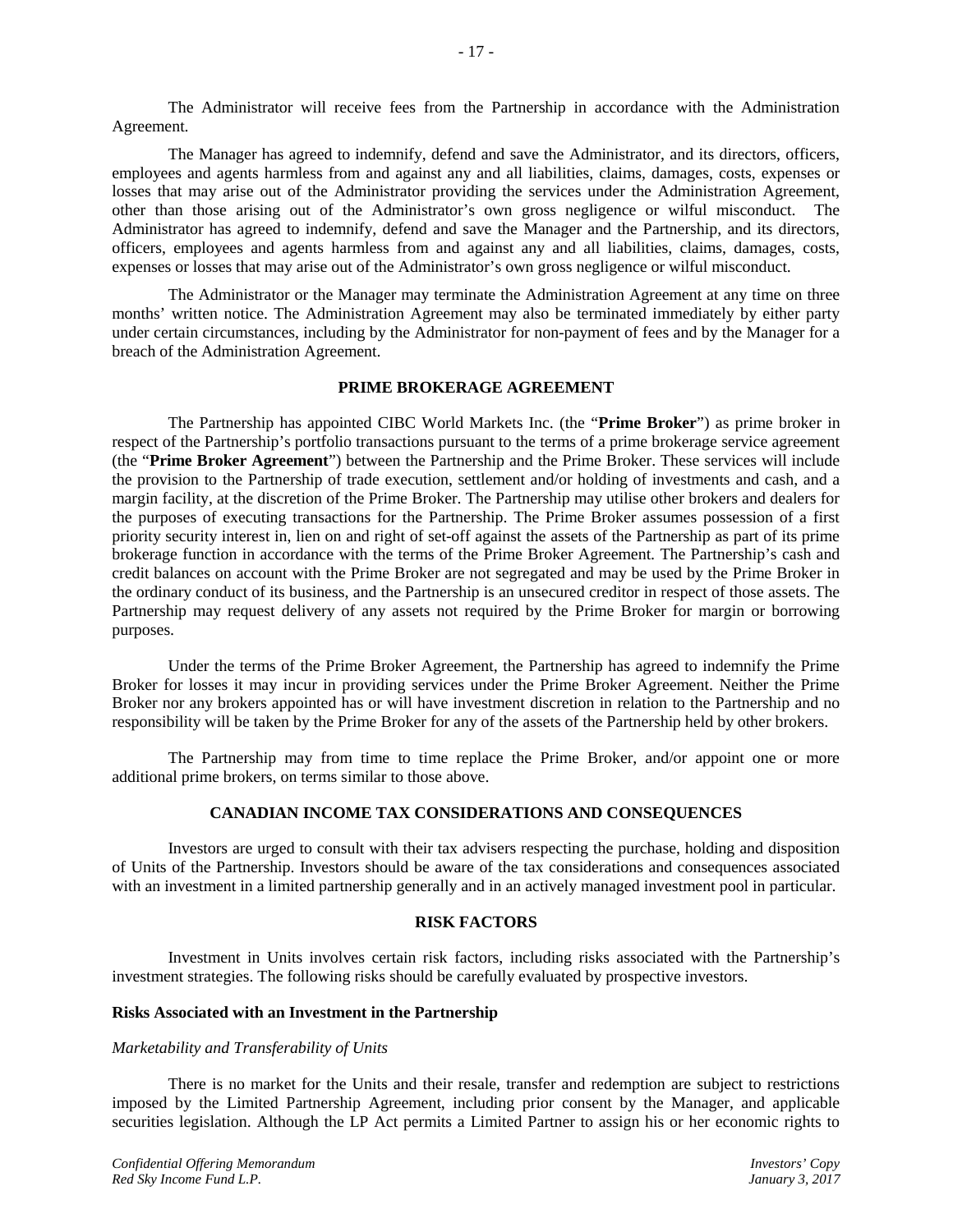The Administrator will receive fees from the Partnership in accordance with the Administration Agreement.

The Manager has agreed to indemnify, defend and save the Administrator, and its directors, officers, employees and agents harmless from and against any and all liabilities, claims, damages, costs, expenses or losses that may arise out of the Administrator providing the services under the Administration Agreement, other than those arising out of the Administrator's own gross negligence or wilful misconduct. The Administrator has agreed to indemnify, defend and save the Manager and the Partnership, and its directors, officers, employees and agents harmless from and against any and all liabilities, claims, damages, costs, expenses or losses that may arise out of the Administrator's own gross negligence or wilful misconduct.

The Administrator or the Manager may terminate the Administration Agreement at any time on three months' written notice. The Administration Agreement may also be terminated immediately by either party under certain circumstances, including by the Administrator for non-payment of fees and by the Manager for a breach of the Administration Agreement.

## PRIME BROKERAGE AGREEMENT

The Partnership has appointed CIBC World Markets Inc. (the "**Prime Broker**") as prime broker in respect of the Partnership's portfolio transactions pursuant to the terms of a prime brokerage service agreement (the "**Prime Broker Agreement**") between the Partnership and the Prime Broker. These services will include the provision to the Partnership of trade execution, settlement and/or holding of investments and cash, and a margin facility, at the discretion of the Prime Broker. The Partnership may utilise other brokers and dealers for the purposes of executing transactions for the Partnership. The Prime Broker assumes possession of a first priority security interest in, lien on and right of set-off against the assets of the Partnership as part of its prime brokerage function in accordance with the terms of the Prime Broker Agreement. The Partnership's cash and credit balances on account with the Prime Broker are not segregated and may be used by the Prime Broker in the ordinary conduct of its business, and the Partnership is an unsecured creditor in respect of those assets. The Partnership may request delivery of any assets not required by the Prime Broker for margin or borrowing purposes.

Under the terms of the Prime Broker Agreement, the Partnership has agreed to indemnify the Prime Broker for losses it may incur in providing services under the Prime Broker Agreement. Neither the Prime Broker nor any brokers appointed has or will have investment discretion in relation to the Partnership and no responsibility will be taken by the Prime Broker for any of the assets of the Partnership held by other brokers.

The Partnership may from time to time replace the Prime Broker, and/or appoint one or more additional prime brokers, on terms similar to those above.

## CANADIAN INCOME TAX CONSIDERATIONS AND CONSEQUENCES

Investors are urged to consult with their tax advisers respecting the purchase, holding and disposition of Units of the Partnership. Investors should be aware of the tax considerations and consequences associated with an investment in a limited partnership generally and in an actively managed investment pool in particular.

## RISK FACTORS

Investment in Units involves certain risk factors, including risks associated with the Partnership's investment strategies. The following risks should be carefully evaluated by prospective investors.

### Risks Associated with an Investment in the Partnership

*Marketability and Transferability of Units*

There is no market for the Units and their resale, transfer and redemption are subject to restrictions imposed by the Limited Partnership Agreement, including prior consent by the Manager, and applicable securities legislation. Although the LP Act permits a Limited Partner to assign his or her economic rights to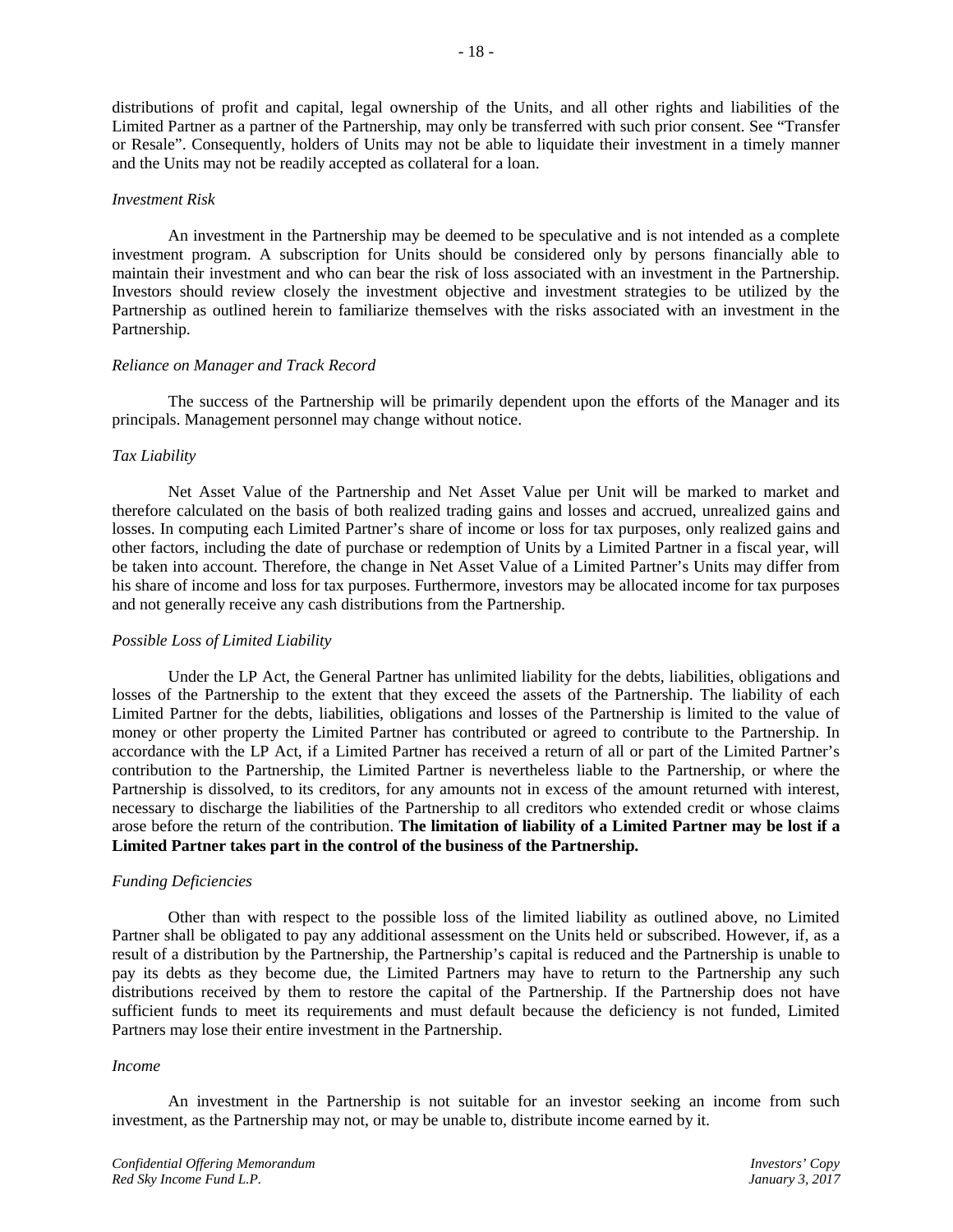distributions of profit and capital, legal ownership of the Units, and all other rights and liabilities of the Limited Partner as a partner of the Partnership, may only be transferred with such prior consent. See "Transfer or Resale". Consequently, holders of Units may not be able to liquidate their investment in a timely manner and the Units may not be readily accepted as collateral for a loan.

*Investment Risk*

An investment in the Partnership may be deemed to be speculative and is not intended as a complete investment program. A subscription for Units should be considered only by persons financially able to maintain their investment and who can bear the risk of loss associated with an investment in the Partnership. Investors should review closely the investment objective and investment strategies to be utilized by the Partnership as outlined herein to familiarize themselves with the risks associated with an investment in the Partnership.

*Reliance on Manager and Track Record*

The success of the Partnership will be primarily dependent upon the efforts of the Manager and its principals. Management personnel may change without notice.

*Tax Liability*

Net Asset Value of the Partnership and Net Asset Value per Unit will be marked to market and therefore calculated on the basis of both realized trading gains and losses and accrued, unrealized gains and losses. In computing each Limited Partner's share of income or loss for tax purposes, only realized gains and other factors, including the date of purchase or redemption of Units by a Limited Partner in a fiscal year, will be taken into account. Therefore, the change in Net Asset Value of a Limited Partner's Units may differ from his share of income and loss for tax purposes. Furthermore, investors may be allocated income for tax purposes and not generally receive any cash distributions from the Partnership.

*Possible Loss of Limited Liability*

Under the LP Act, the General Partner has unlimited liability for the debts, liabilities, obligations and losses of the Partnership to the extent that they exceed the assets of the Partnership. The liability of each Limited Partner for the debts, liabilities, obligations and losses of the Partnership is limited to the value of money or other property the Limited Partner has contributed or agreed to contribute to the Partnership. In accordance with the LP Act, if a Limited Partner has received a return of all or part of the Limited Partner's contribution to the Partnership, the Limited Partner is nevertheless liable to the Partnership, or where the Partnership is dissolved, to its creditors, for any amounts not in excess of the amount returned with interest, necessary to discharge the liabilities of the Partnership to all creditors who extended credit or whose claims arose before the return of the contribution. **The limitation of liability of a Limited Partner may be lost if a Limited Partner takes part in the control of the business of the Partnership.**

*Funding Deficiencies*

Other than with respect to the possible loss of the limited liability as outlined above, no Limited Partner shall be obligated to pay any additional assessment on the Units held or subscribed. However, if, as a result of a distribution by the Partnership, the Partnership's capital is reduced and the Partnership is unable to pay its debts as they become due, the Limited Partners may have to return to the Partnership any such distributions received by them to restore the capital of the Partnership. If the Partnership does not have sufficient funds to meet its requirements and must default because the deficiency is not funded, Limited Partners may lose their entire investment in the Partnership.

*Income*

An investment in the Partnership is not suitable for an investor seeking an income from such investment, as the Partnership may not, or may be unable to, distribute income earned by it.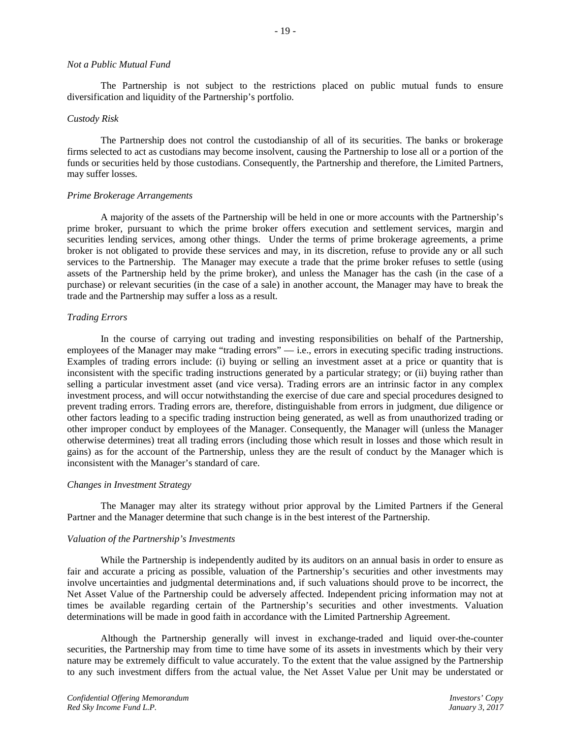*Not a Public Mutual Fund*

The Partnership is not subject to the restrictions placed on public mutual funds to ensure diversification and liquidity of the Partnership's portfolio.

*Custody Risk*

The Partnership does not control the custodianship of all of its securities. The banks or brokerage firms selected to act as custodians may become insolvent, causing the Partnership to lose all or a portion of the funds or securities held by those custodians. Consequently, the Partnership and therefore, the Limited Partners, may suffer losses.

*Prime Brokerage Arrangements*

A majority of the assets of the Partnership will be held in one or more accounts with the Partnership's prime broker, pursuant to which the prime broker offers execution and settlement services, margin and securities lending services, among other things. Under the terms of prime brokerage agreements, a prime broker is not obligated to provide these services and may, in its discretion, refuse to provide any or all such services to the Partnership. The Manager may execute a trade that the prime broker refuses to settle (using assets of the Partnership held by the prime broker), and unless the Manager has the cash (in the case of a purchase) or relevant securities (in the case of a sale) in another account, the Manager may have to break the trade and the Partnership may suffer a loss as a result.

*Trading Errors*

In the course of carrying out trading and investing responsibilities on behalf of the Partnership, employees of the Manager may make "trading errors" — i.e., errors in executing specific trading instructions. Examples of trading errors include: (i) buying or selling an investment asset at a price or quantity that is inconsistent with the specific trading instructions generated by a particular strategy; or (ii) buying rather than selling a particular investment asset (and vice versa). Trading errors are an intrinsic factor in any complex investment process, and will occur notwithstanding the exercise of due care and special procedures designed to prevent trading errors. Trading errors are, therefore, distinguishable from errors in judgment, due diligence or other factors leading to a specific trading instruction being generated, as well as from unauthorized trading or other improper conduct by employees of the Manager. Consequently, the Manager will (unless the Manager otherwise determines) treat all trading errors (including those which result in losses and those which result in gains) as for the account of the Partnership, unless they are the result of conduct by the Manager which is inconsistent with the Manager's standard of care.

*Changes in Investment Strategy*

The Manager may alter its strategy without prior approval by the Limited Partners if the General Partner and the Manager determine that such change is in the best interest of the Partnership.

*Valuation of the Partnership's Investments*

While the Partnership is independently audited by its auditors on an annual basis in order to ensure as fair and accurate a pricing as possible, valuation of the Partnership's securities and other investments may involve uncertainties and judgmental determinations and, if such valuations should prove to be incorrect, the Net Asset Value of the Partnership could be adversely affected. Independent pricing information may not at times be available regarding certain of the Partnership's securities and other investments. Valuation determinations will be made in good faith in accordance with the Limited Partnership Agreement.

Although the Partnership generally will invest in exchange-traded and liquid over-the-counter securities, the Partnership may from time to time have some of its assets in investments which by their very nature may be extremely difficult to value accurately. To the extent that the value assigned by the Partnership to any such investment differs from the actual value, the Net Asset Value per Unit may be understated or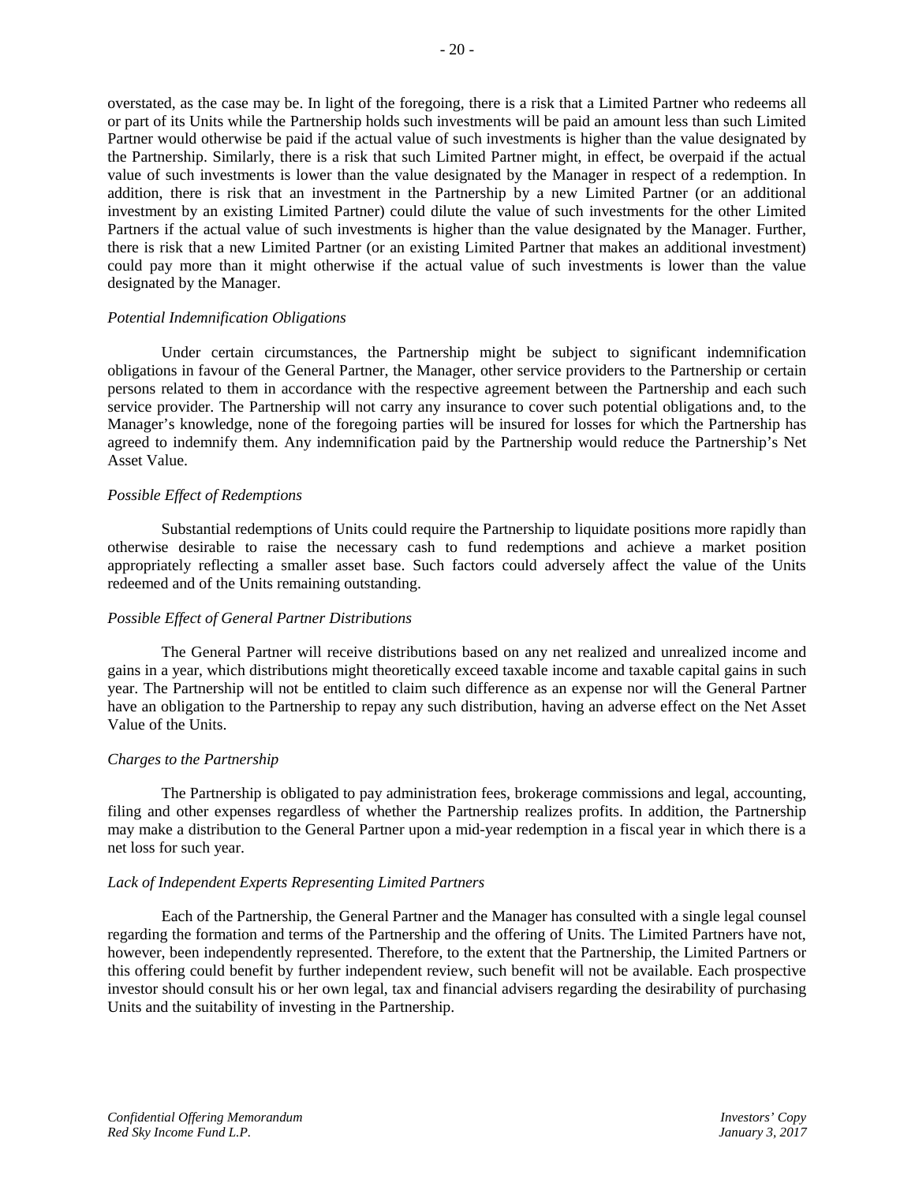overstated, as the case may be. In light of the foregoing, there is a risk that a Limited Partner who redeems all or part of its Units while the Partnership holds such investments will be paid an amount less than such Limited Partner would otherwise be paid if the actual value of such investments is higher than the value designated by the Partnership. Similarly, there is a risk that such Limited Partner might, in effect, be overpaid if the actual value of such investments is lower than the value designated by the Manager in respect of a redemption. In addition, there is risk that an investment in the Partnership by a new Limited Partner (or an additional investment by an existing Limited Partner) could dilute the value of such investments for the other Limited Partners if the actual value of such investments is higher than the value designated by the Manager. Further, there is risk that a new Limited Partner (or an existing Limited Partner that makes an additional investment) could pay more than it might otherwise if the actual value of such investments is lower than the value designated by the Manager.

*Potential Indemnification Obligations*

Under certain circumstances, the Partnership might be subject to significant indemnification obligations in favour of the General Partner, the Manager, other service providers to the Partnership or certain persons related to them in accordance with the respective agreement between the Partnership and each such service provider. The Partnership will not carry any insurance to cover such potential obligations and, to the Manager's knowledge, none of the foregoing parties will be insured for losses for which the Partnership has agreed to indemnify them. Any indemnification paid by the Partnership would reduce the Partnership's Net Asset Value.

*Possible Effect of Redemptions*

Substantial redemptions of Units could require the Partnership to liquidate positions more rapidly than otherwise desirable to raise the necessary cash to fund redemptions and achieve a market position appropriately reflecting a smaller asset base. Such factors could adversely affect the value of the Units redeemed and of the Units remaining outstanding.

*Possible Effect of General Partner Distributions*

The General Partner will receive distributions based on any net realized and unrealized income and gains in a year, which distributions might theoretically exceed taxable income and taxable capital gains in such year. The Partnership will not be entitled to claim such difference as an expense nor will the General Partner have an obligation to the Partnership to repay any such distribution, having an adverse effect on the Net Asset Value of the Units.

*Charges to the Partnership*

The Partnership is obligated to pay administration fees, brokerage commissions and legal, accounting, filing and other expenses regardless of whether the Partnership realizes profits. In addition, the Partnership may make a distribution to the General Partner upon a mid-year redemption in a fiscal year in which there is a net loss for such year.

*Lack of Independent Experts Representing Limited Partners*

Each of the Partnership, the General Partner and the Manager has consulted with a single legal counsel regarding the formation and terms of the Partnership and the offering of Units. The Limited Partners have not, however, been independently represented. Therefore, to the extent that the Partnership, the Limited Partners or this offering could benefit by further independent review, such benefit will not be available. Each prospective investor should consult his or her own legal, tax and financial advisers regarding the desirability of purchasing Units and the suitability of investing in the Partnership.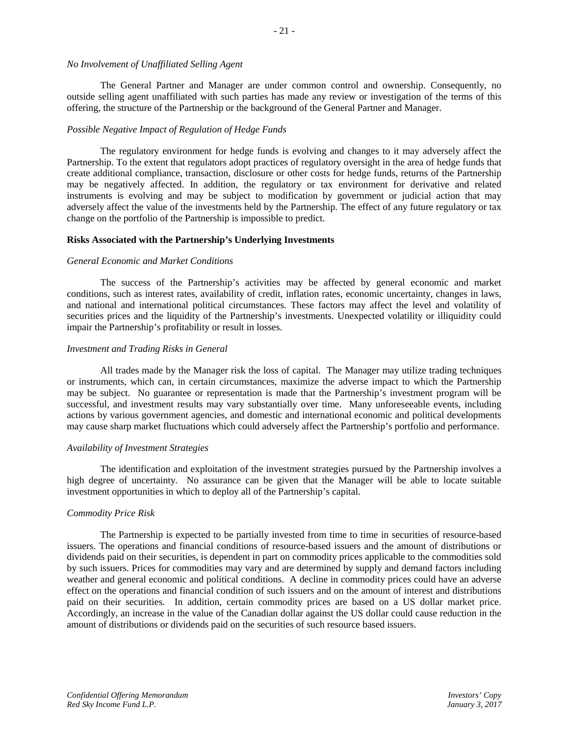*No Involvement of Unaffiliated Selling Agent*

The General Partner and Manager are under common control and ownership. Consequently, no outside selling agent unaffiliated with such parties has made any review or investigation of the terms of this offering, the structure of the Partnership or the background of the General Partner and Manager.

*Possible Negative Impact of Regulation of Hedge Funds*

The regulatory environment for hedge funds is evolving and changes to it may adversely affect the Partnership. To the extent that regulators adopt practices of regulatory oversight in the area of hedge funds that create additional compliance, transaction, disclosure or other costs for hedge funds, returns of the Partnership may be negatively affected. In addition, the regulatory or tax environment for derivative and related instruments is evolving and may be subject to modification by government or judicial action that may adversely affect the value of the investments held by the Partnership. The effect of any future regulatory or tax change on the portfolio of the Partnership is impossible to predict.

**Risks Associated with the Partnership's Underlying Investments**

*General Economic and Market Conditions*

The success of the Partnership's activities may be affected by general economic and market conditions, such as interest rates, availability of credit, inflation rates, economic uncertainty, changes in laws, and national and international political circumstances. These factors may affect the level and volatility of securities prices and the liquidity of the Partnership's investments. Unexpected volatility or illiquidity could impair the Partnership's profitability or result in losses.

*Investment and Trading Risks in General*

All trades made by the Manager risk the loss of capital. The Manager may utilize trading techniques or instruments, which can, in certain circumstances, maximize the adverse impact to which the Partnership may be subject. No guarantee or representation is made that the Partnership's investment program will be successful, and investment results may vary substantially over time. Many unforeseeable events, including actions by various government agencies, and domestic and international economic and political developments may cause sharp market fluctuations which could adversely affect the Partnership's portfolio and performance.

*Availability of Investment Strategies*

The identification and exploitation of the investment strategies pursued by the Partnership involves a high degree of uncertainty. No assurance can be given that the Manager will be able to locate suitable investment opportunities in which to deploy all of the Partnership's capital.

*Commodity Price Risk*

The Partnership is expected to be partially invested from time to time in securities of resource-based issuers. The operations and financial conditions of resource-based issuers and the amount of distributions or dividends paid on their securities, is dependent in part on commodity prices applicable to the commodities sold by such issuers. Prices for commodities may vary and are determined by supply and demand factors including weather and general economic and political conditions. A decline in commodity prices could have an adverse effect on the operations and financial condition of such issuers and on the amount of interest and distributions paid on their securities. In addition, certain commodity prices are based on a US dollar market price. Accordingly, an increase in the value of the Canadian dollar against the US dollar could cause reduction in the amount of distributions or dividends paid on the securities of such resource based issuers.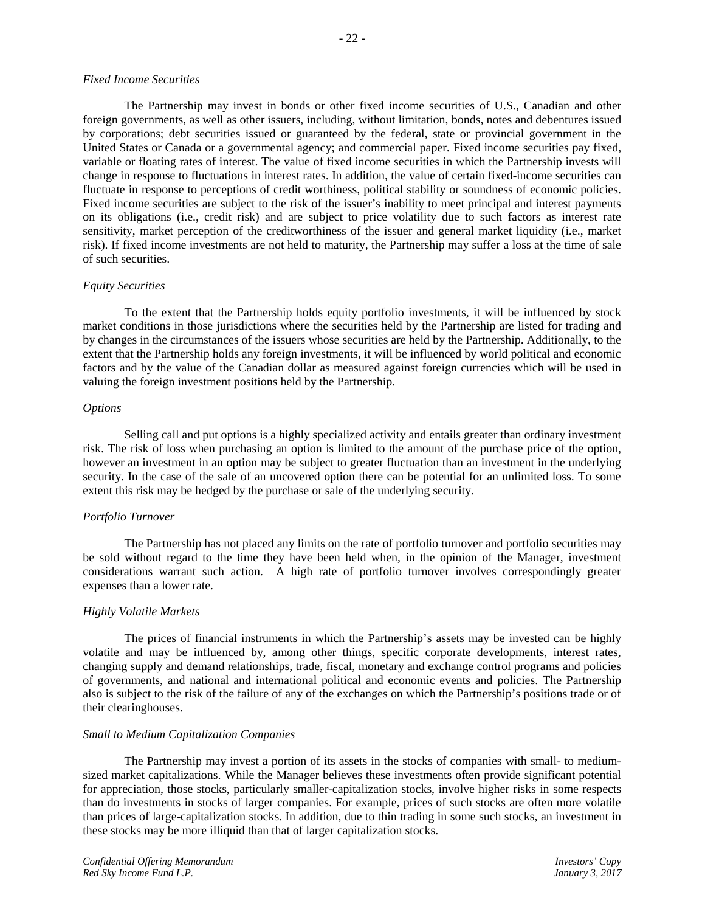*Fixed Income Securities*

The Partnership may invest in bonds or other fixed income securities of U.S., Canadian and other foreign governments, as well as other issuers, including, without limitation, bonds, notes and debentures issued by corporations; debt securities issued or guaranteed by the federal, state or provincial government in the United States or Canada or a governmental agency; and commercial paper. Fixed income securities pay fixed, variable or floating rates of interest. The value of fixed income securities in which the Partnership invests will change in response to fluctuations in interest rates. In addition, the value of certain fixed-income securities can fluctuate in response to perceptions of credit worthiness, political stability or soundness of economic policies. Fixed income securities are subject to the risk of the issuer's inability to meet principal and interest payments on its obligations (i.e., credit risk) and are subject to price volatility due to such factors as interest rate sensitivity, market perception of the creditworthiness of the issuer and general market liquidity (i.e., market risk). If fixed income investments are not held to maturity, the Partnership may suffer a loss at the time of sale of such securities.

*Equity Securities*

To the extent that the Partnership holds equity portfolio investments, it will be influenced by stock market conditions in those jurisdictions where the securities held by the Partnership are listed for trading and by changes in the circumstances of the issuers whose securities are held by the Partnership. Additionally, to the extent that the Partnership holds any foreign investments, it will be influenced by world political and economic factors and by the value of the Canadian dollar as measured against foreign currencies which will be used in valuing the foreign investment positions held by the Partnership.

*Options*

Selling call and put options is a highly specialized activity and entails greater than ordinary investment risk. The risk of loss when purchasing an option is limited to the amount of the purchase price of the option, however an investment in an option may be subject to greater fluctuation than an investment in the underlying security. In the case of the sale of an uncovered option there can be potential for an unlimited loss. To some extent this risk may be hedged by the purchase or sale of the underlying security.

*Portfolio Turnover*

The Partnership has not placed any limits on the rate of portfolio turnover and portfolio securities may be sold without regard to the time they have been held when, in the opinion of the Manager, investment considerations warrant such action. A high rate of portfolio turnover involves correspondingly greater expenses than a lower rate.

*Highly Volatile Markets*

The prices of financial instruments in which the Partnership's assets may be invested can be highly volatile and may be influenced by, among other things, specific corporate developments, interest rates, changing supply and demand relationships, trade, fiscal, monetary and exchange control programs and policies of governments, and national and international political and economic events and policies. The Partnership also is subject to the risk of the failure of any of the exchanges on which the Partnership's positions trade or of their clearinghouses.

*Small to Medium Capitalization Companies*

The Partnership may invest a portion of its assets in the stocks of companies with small- to medium-sized market capitalizations. While the Manager believes these investments often provide significant potential for appreciation, those stocks, particularly smaller-capitalization stocks, involve higher risks in some respects than do investments in stocks of larger companies. For example, prices of such stocks are often more volatile than prices of large-capitalization stocks. In addition, due to thin trading in some such stocks, an investment in these stocks may be more illiquid than that of larger capitalization stocks.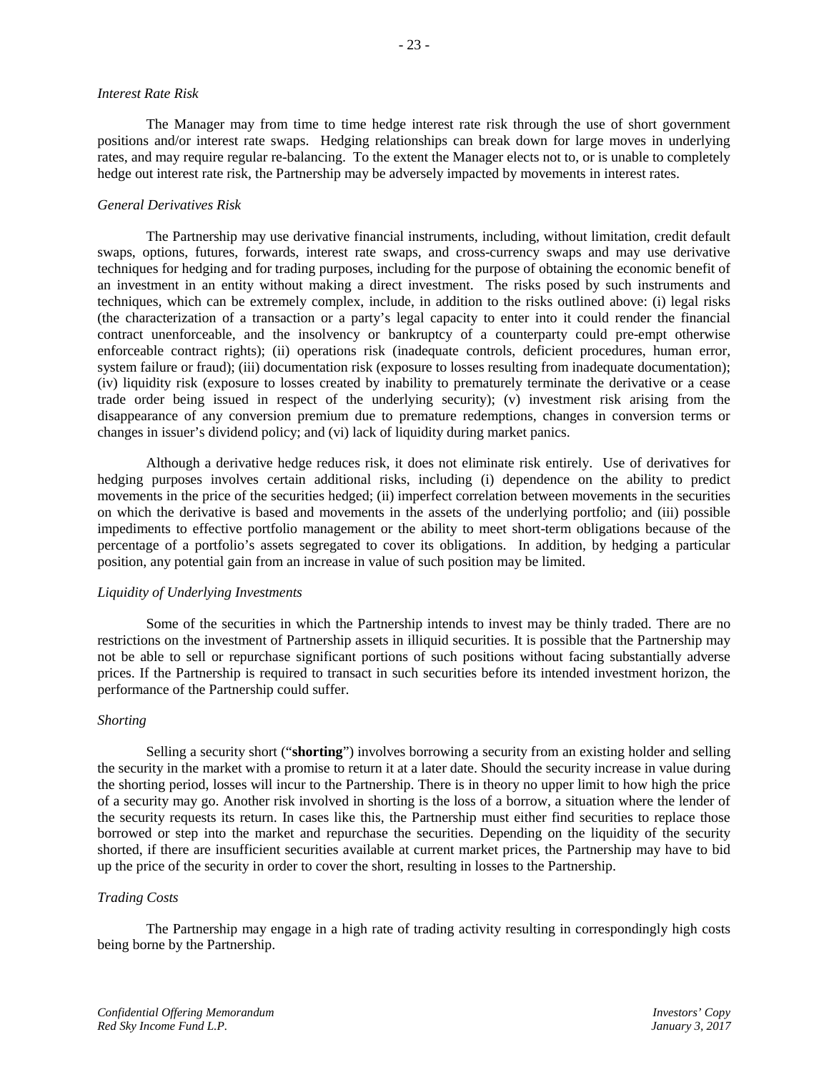*Interest Rate Risk*

The Manager may from time to time hedge interest rate risk through the use of short government positions and/or interest rate swaps. Hedging relationships can break down for large moves in underlying rates, and may require regular re-balancing. To the extent the Manager elects not to, or is unable to completely hedge out interest rate risk, the Partnership may be adversely impacted by movements in interest rates.

*General Derivatives Risk*

The Partnership may use derivative financial instruments, including, without limitation, credit default swaps, options, futures, forwards, interest rate swaps, and cross-currency swaps and may use derivative techniques for hedging and for trading purposes, including for the purpose of obtaining the economic benefit of an investment in an entity without making a direct investment. The risks posed by such instruments and techniques, which can be extremely complex, include, in addition to the risks outlined above: (i) legal risks (the characterization of a transaction or a party's legal capacity to enter into it could render the financial contract unenforceable, and the insolvency or bankruptcy of a counterparty could pre-empt otherwise enforceable contract rights); (ii) operations risk (inadequate controls, deficient procedures, human error, system failure or fraud); (iii) documentation risk (exposure to losses resulting from inadequate documentation); (iv) liquidity risk (exposure to losses created by inability to prematurely terminate the derivative or a cease trade order being issued in respect of the underlying security); (v) investment risk arising from the disappearance of any conversion premium due to premature redemptions, changes in conversion terms or changes in issuer's dividend policy; and (vi) lack of liquidity during market panics.

Although a derivative hedge reduces risk, it does not eliminate risk entirely. Use of derivatives for hedging purposes involves certain additional risks, including (i) dependence on the ability to predict movements in the price of the securities hedged; (ii) imperfect correlation between movements in the securities on which the derivative is based and movements in the assets of the underlying portfolio; and (iii) possible impediments to effective portfolio management or the ability to meet short-term obligations because of the percentage of a portfolio's assets segregated to cover its obligations. In addition, by hedging a particular position, any potential gain from an increase in value of such position may be limited.

*Liquidity of Underlying Investments*

Some of the securities in which the Partnership intends to invest may be thinly traded. There are no restrictions on the investment of Partnership assets in illiquid securities. It is possible that the Partnership may not be able to sell or repurchase significant portions of such positions without facing substantially adverse prices. If the Partnership is required to transact in such securities before its intended investment horizon, the performance of the Partnership could suffer.

*Shorting*

Selling a security short ("**shorting**") involves borrowing a security from an existing holder and selling the security in the market with a promise to return it at a later date. Should the security increase in value during the shorting period, losses will incur to the Partnership. There is in theory no upper limit to how high the price of a security may go. Another risk involved in shorting is the loss of a borrow, a situation where the lender of the security requests its return. In cases like this, the Partnership must either find securities to replace those borrowed or step into the market and repurchase the securities. Depending on the liquidity of the security shorted, if there are insufficient securities available at current market prices, the Partnership may have to bid up the price of the security in order to cover the short, resulting in losses to the Partnership.

*Trading Costs*

The Partnership may engage in a high rate of trading activity resulting in correspondingly high costs being borne by the Partnership.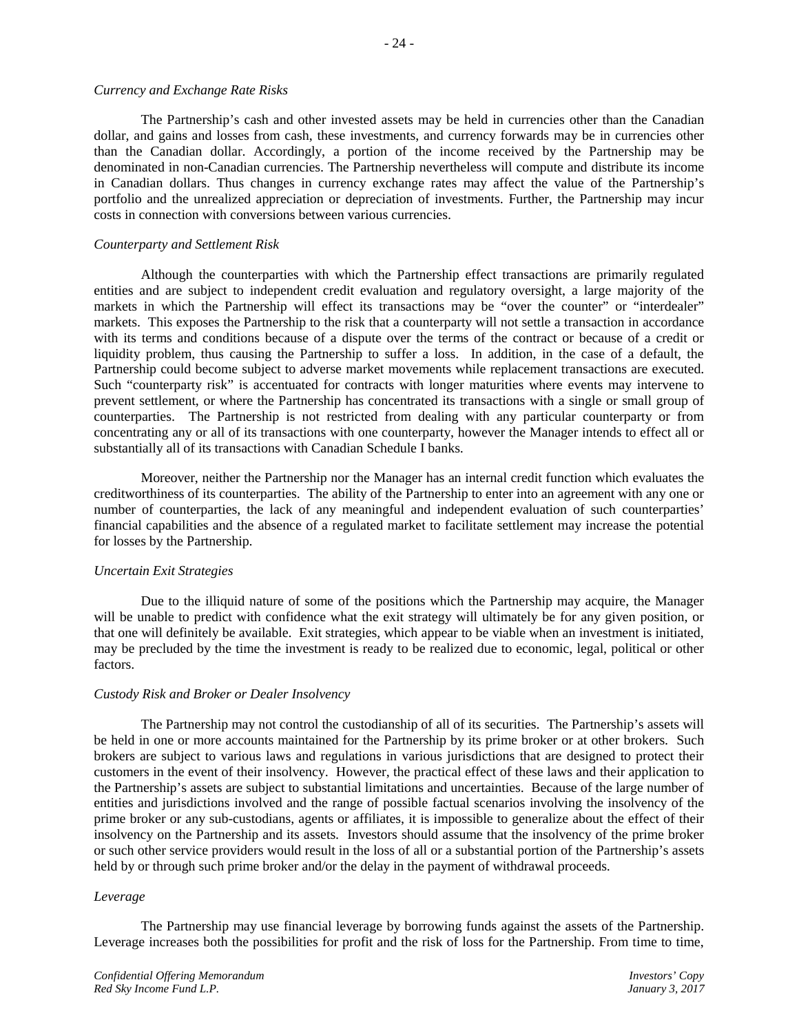*Currency and Exchange Rate Risks*

The Partnership's cash and other invested assets may be held in currencies other than the Canadian dollar, and gains and losses from cash, these investments, and currency forwards may be in currencies other than the Canadian dollar. Accordingly, a portion of the income received by the Partnership may be denominated in non-Canadian currencies. The Partnership nevertheless will compute and distribute its income in Canadian dollars. Thus changes in currency exchange rates may affect the value of the Partnership's portfolio and the unrealized appreciation or depreciation of investments. Further, the Partnership may incur costs in connection with conversions between various currencies.

*Counterparty and Settlement Risk*

Although the counterparties with which the Partnership effect transactions are primarily regulated entities and are subject to independent credit evaluation and regulatory oversight, a large majority of the markets in which the Partnership will effect its transactions may be "over the counter" or "interdealer" markets. This exposes the Partnership to the risk that a counterparty will not settle a transaction in accordance with its terms and conditions because of a dispute over the terms of the contract or because of a credit or liquidity problem, thus causing the Partnership to suffer a loss. In addition, in the case of a default, the Partnership could become subject to adverse market movements while replacement transactions are executed. Such "counterparty risk" is accentuated for contracts with longer maturities where events may intervene to prevent settlement, or where the Partnership has concentrated its transactions with a single or small group of counterparties. The Partnership is not restricted from dealing with any particular counterparty or from concentrating any or all of its transactions with one counterparty, however the Manager intends to effect all or substantially all of its transactions with Canadian Schedule I banks.

Moreover, neither the Partnership nor the Manager has an internal credit function which evaluates the creditworthiness of its counterparties. The ability of the Partnership to enter into an agreement with any one or number of counterparties, the lack of any meaningful and independent evaluation of such counterparties' financial capabilities and the absence of a regulated market to facilitate settlement may increase the potential for losses by the Partnership.

*Uncertain Exit Strategies*

Due to the illiquid nature of some of the positions which the Partnership may acquire, the Manager will be unable to predict with confidence what the exit strategy will ultimately be for any given position, or that one will definitely be available. Exit strategies, which appear to be viable when an investment is initiated, may be precluded by the time the investment is ready to be realized due to economic, legal, political or other factors.

*Custody Risk and Broker or Dealer Insolvency*

The Partnership may not control the custodianship of all of its securities. The Partnership's assets will be held in one or more accounts maintained for the Partnership by its prime broker or at other brokers. Such brokers are subject to various laws and regulations in various jurisdictions that are designed to protect their customers in the event of their insolvency. However, the practical effect of these laws and their application to the Partnership's assets are subject to substantial limitations and uncertainties. Because of the large number of entities and jurisdictions involved and the range of possible factual scenarios involving the insolvency of the prime broker or any sub-custodians, agents or affiliates, it is impossible to generalize about the effect of their insolvency on the Partnership and its assets. Investors should assume that the insolvency of the prime broker or such other service providers would result in the loss of all or a substantial portion of the Partnership's assets held by or through such prime broker and/or the delay in the payment of withdrawal proceeds.

*Leverage*

The Partnership may use financial leverage by borrowing funds against the assets of the Partnership. Leverage increases both the possibilities for profit and the risk of loss for the Partnership. From time to time,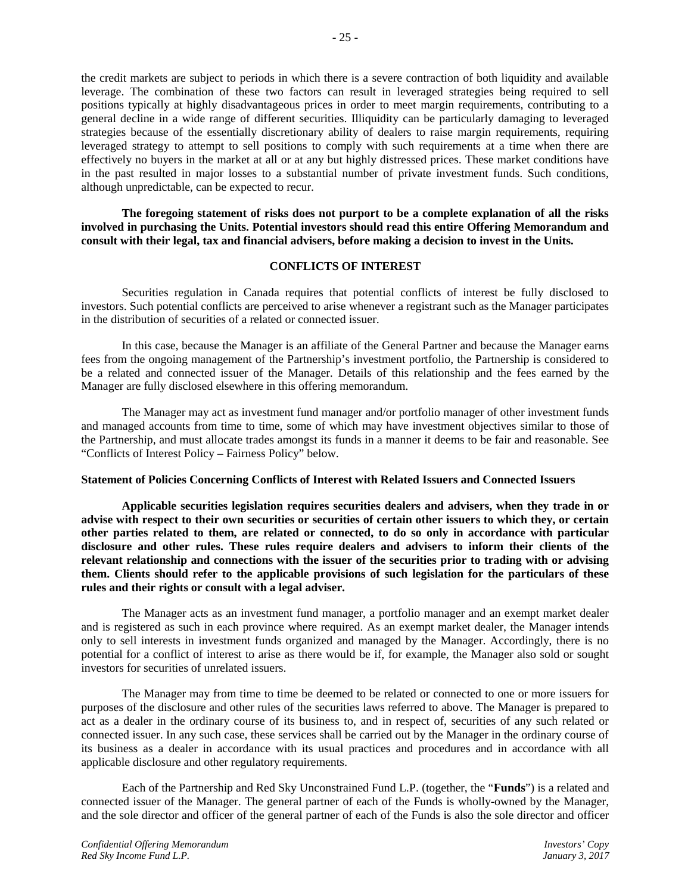the credit markets are subject to periods in which there is a severe contraction of both liquidity and available leverage. The combination of these two factors can result in leveraged strategies being required to sell positions typically at highly disadvantageous prices in order to meet margin requirements, contributing to a general decline in a wide range of different securities. Illiquidity can be particularly damaging to leveraged strategies because of the essentially discretionary ability of dealers to raise margin requirements, requiring leveraged strategy to attempt to sell positions to comply with such requirements at a time when there are effectively no buyers in the market at all or at any but highly distressed prices. These market conditions have in the past resulted in major losses to a substantial number of private investment funds. Such conditions, although unpredictable, can be expected to recur.

**The foregoing statement of risks does not purport to be a complete explanation of all the risks involved in purchasing the Units. Potential investors should read this entire Offering Memorandum and consult with their legal, tax and financial advisers, before making a decision to invest in the Units.**

## CONFLICTS OF INTEREST

Securities regulation in Canada requires that potential conflicts of interest be fully disclosed to investors. Such potential conflicts are perceived to arise whenever a registrant such as the Manager participates in the distribution of securities of a related or connected issuer.

In this case, because the Manager is an affiliate of the General Partner and because the Manager earns fees from the ongoing management of the Partnership's investment portfolio, the Partnership is considered to be a related and connected issuer of the Manager. Details of this relationship and the fees earned by the Manager are fully disclosed elsewhere in this offering memorandum.

The Manager may act as investment fund manager and/or portfolio manager of other investment funds and managed accounts from time to time, some of which may have investment objectives similar to those of the Partnership, and must allocate trades amongst its funds in a manner it deems to be fair and reasonable. See "Conflicts of Interest Policy – Fairness Policy" below.

### Statement of Policies Concerning Conflicts of Interest with Related Issuers and Connected Issuers

**Applicable securities legislation requires securities dealers and advisers, when they trade in or advise with respect to their own securities or securities of certain other issuers to which they, or certain other parties related to them, are related or connected, to do so only in accordance with particular disclosure and other rules. These rules require dealers and advisers to inform their clients of the relevant relationship and connections with the issuer of the securities prior to trading with or advising them. Clients should refer to the applicable provisions of such legislation for the particulars of these rules and their rights or consult with a legal adviser.**

The Manager acts as an investment fund manager, a portfolio manager and an exempt market dealer and is registered as such in each province where required. As an exempt market dealer, the Manager intends only to sell interests in investment funds organized and managed by the Manager. Accordingly, there is no potential for a conflict of interest to arise as there would be if, for example, the Manager also sold or sought investors for securities of unrelated issuers.

The Manager may from time to time be deemed to be related or connected to one or more issuers for purposes of the disclosure and other rules of the securities laws referred to above. The Manager is prepared to act as a dealer in the ordinary course of its business to, and in respect of, securities of any such related or connected issuer. In any such case, these services shall be carried out by the Manager in the ordinary course of its business as a dealer in accordance with its usual practices and procedures and in accordance with all applicable disclosure and other regulatory requirements.

Each of the Partnership and Red Sky Unconstrained Fund L.P. (together, the "**Funds**") is a related and connected issuer of the Manager. The general partner of each of the Funds is wholly-owned by the Manager, and the sole director and officer of the general partner of each of the Funds is also the sole director and officer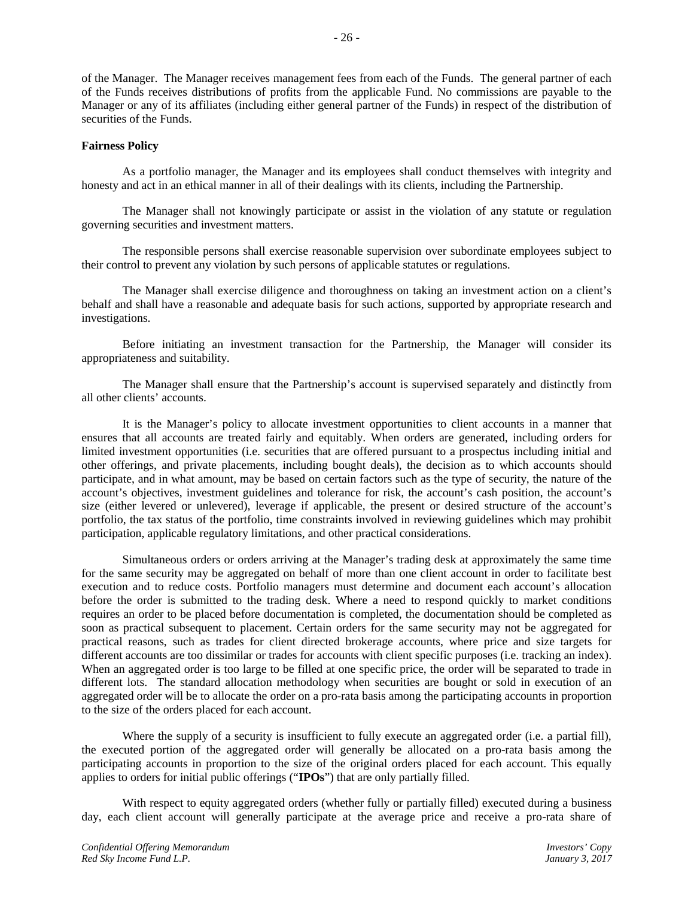of the Manager. The Manager receives management fees from each of the Funds. The general partner of each of the Funds receives distributions of profits from the applicable Fund. No commissions are payable to the Manager or any of its affiliates (including either general partner of the Funds) in respect of the distribution of securities of the Funds.

**Fairness Policy**

As a portfolio manager, the Manager and its employees shall conduct themselves with integrity and honesty and act in an ethical manner in all of their dealings with its clients, including the Partnership.

The Manager shall not knowingly participate or assist in the violation of any statute or regulation governing securities and investment matters.

The responsible persons shall exercise reasonable supervision over subordinate employees subject to their control to prevent any violation by such persons of applicable statutes or regulations.

The Manager shall exercise diligence and thoroughness on taking an investment action on a client's behalf and shall have a reasonable and adequate basis for such actions, supported by appropriate research and investigations.

Before initiating an investment transaction for the Partnership, the Manager will consider its appropriateness and suitability.

The Manager shall ensure that the Partnership's account is supervised separately and distinctly from all other clients' accounts.

It is the Manager's policy to allocate investment opportunities to client accounts in a manner that ensures that all accounts are treated fairly and equitably. When orders are generated, including orders for limited investment opportunities (i.e. securities that are offered pursuant to a prospectus including initial and other offerings, and private placements, including bought deals), the decision as to which accounts should participate, and in what amount, may be based on certain factors such as the type of security, the nature of the account's objectives, investment guidelines and tolerance for risk, the account's cash position, the account's size (either levered or unlevered), leverage if applicable, the present or desired structure of the account's portfolio, the tax status of the portfolio, time constraints involved in reviewing guidelines which may prohibit participation, applicable regulatory limitations, and other practical considerations.

Simultaneous orders or orders arriving at the Manager's trading desk at approximately the same time for the same security may be aggregated on behalf of more than one client account in order to facilitate best execution and to reduce costs. Portfolio managers must determine and document each account's allocation before the order is submitted to the trading desk. Where a need to respond quickly to market conditions requires an order to be placed before documentation is completed, the documentation should be completed as soon as practical subsequent to placement. Certain orders for the same security may not be aggregated for practical reasons, such as trades for client directed brokerage accounts, where price and size targets for different accounts are too dissimilar or trades for accounts with client specific purposes (i.e. tracking an index). When an aggregated order is too large to be filled at one specific price, the order will be separated to trade in different lots. The standard allocation methodology when securities are bought or sold in execution of an aggregated order will be to allocate the order on a pro-rata basis among the participating accounts in proportion to the size of the orders placed for each account.

Where the supply of a security is insufficient to fully execute an aggregated order (i.e. a partial fill), the executed portion of the aggregated order will generally be allocated on a pro-rata basis among the participating accounts in proportion to the size of the original orders placed for each account. This equally applies to orders for initial public offerings ("**IPOs**") that are only partially filled.

With respect to equity aggregated orders (whether fully or partially filled) executed during a business day, each client account will generally participate at the average price and receive a pro-rata share of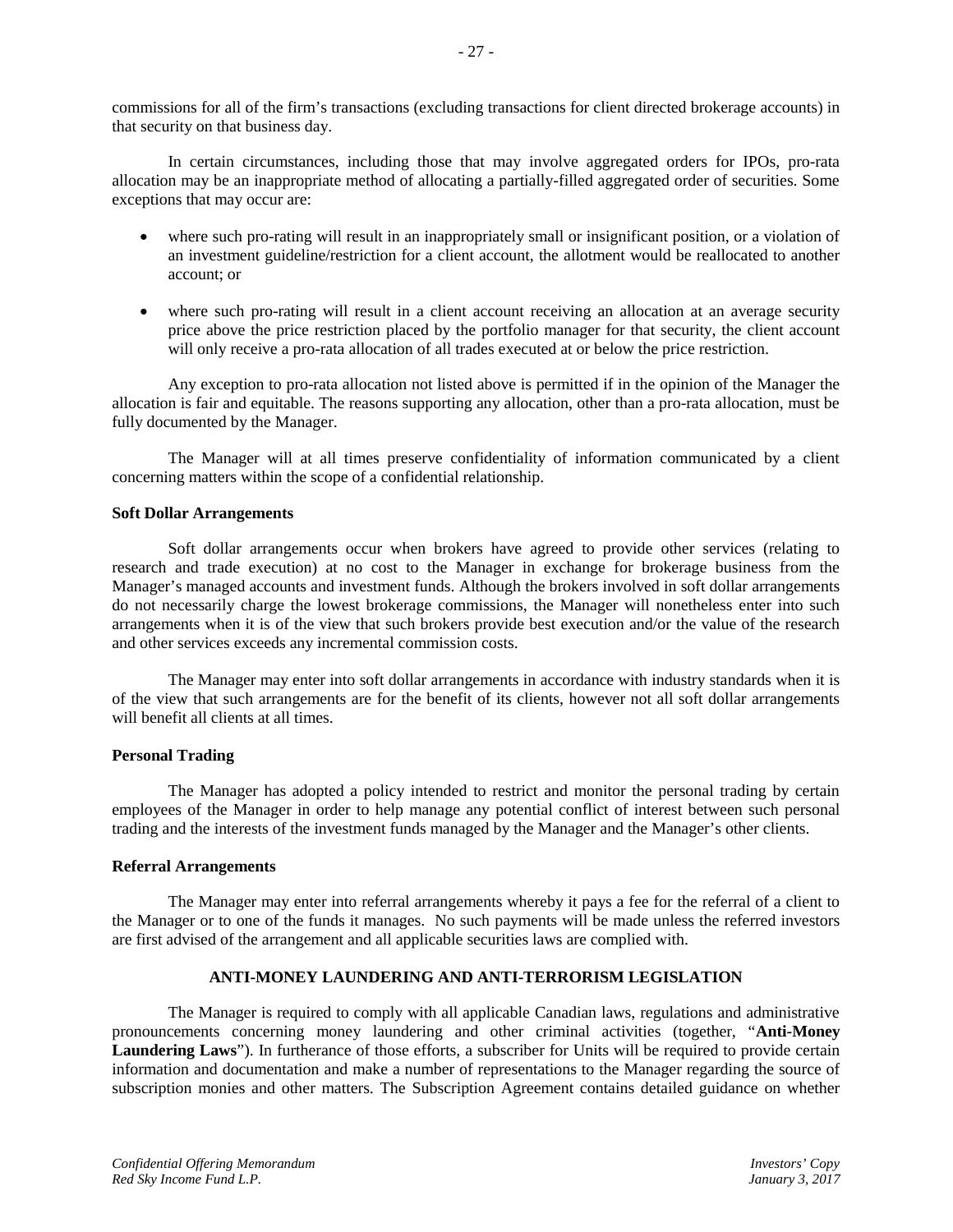commissions for all of the firm's transactions (excluding transactions for client directed brokerage accounts) in that security on that business day.

In certain circumstances, including those that may involve aggregated orders for IPOs, pro-rata allocation may be an inappropriate method of allocating a partially-filled aggregated order of securities. Some exceptions that may occur are:

- where such pro-rating will result in an inappropriately small or insignificant position, or a violation of an investment guideline/restriction for a client account, the allotment would be reallocated to another account; or
- where such pro-rating will result in a client account receiving an allocation at an average security price above the price restriction placed by the portfolio manager for that security, the client account will only receive a pro-rata allocation of all trades executed at or below the price restriction.

Any exception to pro-rata allocation not listed above is permitted if in the opinion of the Manager the allocation is fair and equitable. The reasons supporting any allocation, other than a pro-rata allocation, must be fully documented by the Manager.

The Manager will at all times preserve confidentiality of information communicated by a client concerning matters within the scope of a confidential relationship.

**Soft Dollar Arrangements**

Soft dollar arrangements occur when brokers have agreed to provide other services (relating to research and trade execution) at no cost to the Manager in exchange for brokerage business from the Manager's managed accounts and investment funds. Although the brokers involved in soft dollar arrangements do not necessarily charge the lowest brokerage commissions, the Manager will nonetheless enter into such arrangements when it is of the view that such brokers provide best execution and/or the value of the research and other services exceeds any incremental commission costs.

The Manager may enter into soft dollar arrangements in accordance with industry standards when it is of the view that such arrangements are for the benefit of its clients, however not all soft dollar arrangements will benefit all clients at all times.

**Personal Trading**

The Manager has adopted a policy intended to restrict and monitor the personal trading by certain employees of the Manager in order to help manage any potential conflict of interest between such personal trading and the interests of the investment funds managed by the Manager and the Manager's other clients.

**Referral Arrangements**

The Manager may enter into referral arrangements whereby it pays a fee for the referral of a client to the Manager or to one of the funds it manages. No such payments will be made unless the referred investors are first advised of the arrangement and all applicable securities laws are complied with.

## ANTI-MONEY LAUNDERING AND ANTI-TERRORISM LEGISLATION

The Manager is required to comply with all applicable Canadian laws, regulations and administrative pronouncements concerning money laundering and other criminal activities (together, "**Anti-Money Laundering Laws**"). In furtherance of those efforts, a subscriber for Units will be required to provide certain information and documentation and make a number of representations to the Manager regarding the source of subscription monies and other matters. The Subscription Agreement contains detailed guidance on whether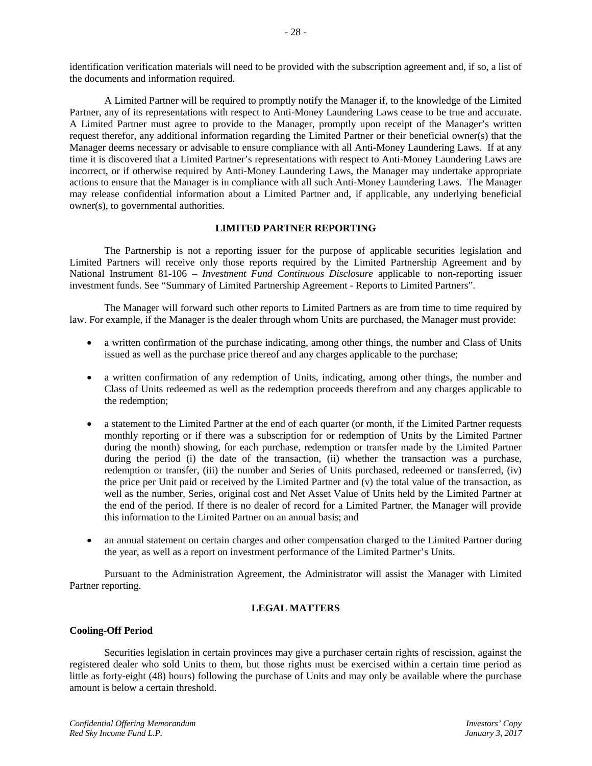identification verification materials will need to be provided with the subscription agreement and, if so, a list of the documents and information required.

A Limited Partner will be required to promptly notify the Manager if, to the knowledge of the Limited Partner, any of its representations with respect to Anti-Money Laundering Laws cease to be true and accurate. A Limited Partner must agree to provide to the Manager, promptly upon receipt of the Manager's written request therefor, any additional information regarding the Limited Partner or their beneficial owner(s) that the Manager deems necessary or advisable to ensure compliance with all Anti-Money Laundering Laws. If at any time it is discovered that a Limited Partner's representations with respect to Anti-Money Laundering Laws are incorrect, or if otherwise required by Anti-Money Laundering Laws, the Manager may undertake appropriate actions to ensure that the Manager is in compliance with all such Anti-Money Laundering Laws. The Manager may release confidential information about a Limited Partner and, if applicable, any underlying beneficial owner(s), to governmental authorities.

## LIMITED PARTNER REPORTING

The Partnership is not a reporting issuer for the purpose of applicable securities legislation and Limited Partners will receive only those reports required by the Limited Partnership Agreement and by National Instrument 81-106 – *Investment Fund Continuous Disclosure* applicable to non-reporting issuer investment funds. See "Summary of Limited Partnership Agreement - Reports to Limited Partners".

The Manager will forward such other reports to Limited Partners as are from time to time required by law. For example, if the Manager is the dealer through whom Units are purchased, the Manager must provide:

- a written confirmation of the purchase indicating, among other things, the number and Class of Units issued as well as the purchase price thereof and any charges applicable to the purchase;
- a written confirmation of any redemption of Units, indicating, among other things, the number and Class of Units redeemed as well as the redemption proceeds therefrom and any charges applicable to the redemption;
- a statement to the Limited Partner at the end of each quarter (or month, if the Limited Partner requests monthly reporting or if there was a subscription for or redemption of Units by the Limited Partner during the month) showing, for each purchase, redemption or transfer made by the Limited Partner during the period (i) the date of the transaction, (ii) whether the transaction was a purchase, redemption or transfer, (iii) the number and Series of Units purchased, redeemed or transferred, (iv) the price per Unit paid or received by the Limited Partner and (v) the total value of the transaction, as well as the number, Series, original cost and Net Asset Value of Units held by the Limited Partner at the end of the period. If there is no dealer of record for a Limited Partner, the Manager will provide this information to the Limited Partner on an annual basis; and
- an annual statement on certain charges and other compensation charged to the Limited Partner during the year, as well as a report on investment performance of the Limited Partner's Units.

Pursuant to the Administration Agreement, the Administrator will assist the Manager with Limited Partner reporting.

## LEGAL MATTERS

### Cooling-Off Period

Securities legislation in certain provinces may give a purchaser certain rights of rescission, against the registered dealer who sold Units to them, but those rights must be exercised within a certain time period as little as forty-eight (48) hours) following the purchase of Units and may only be available where the purchase amount is below a certain threshold.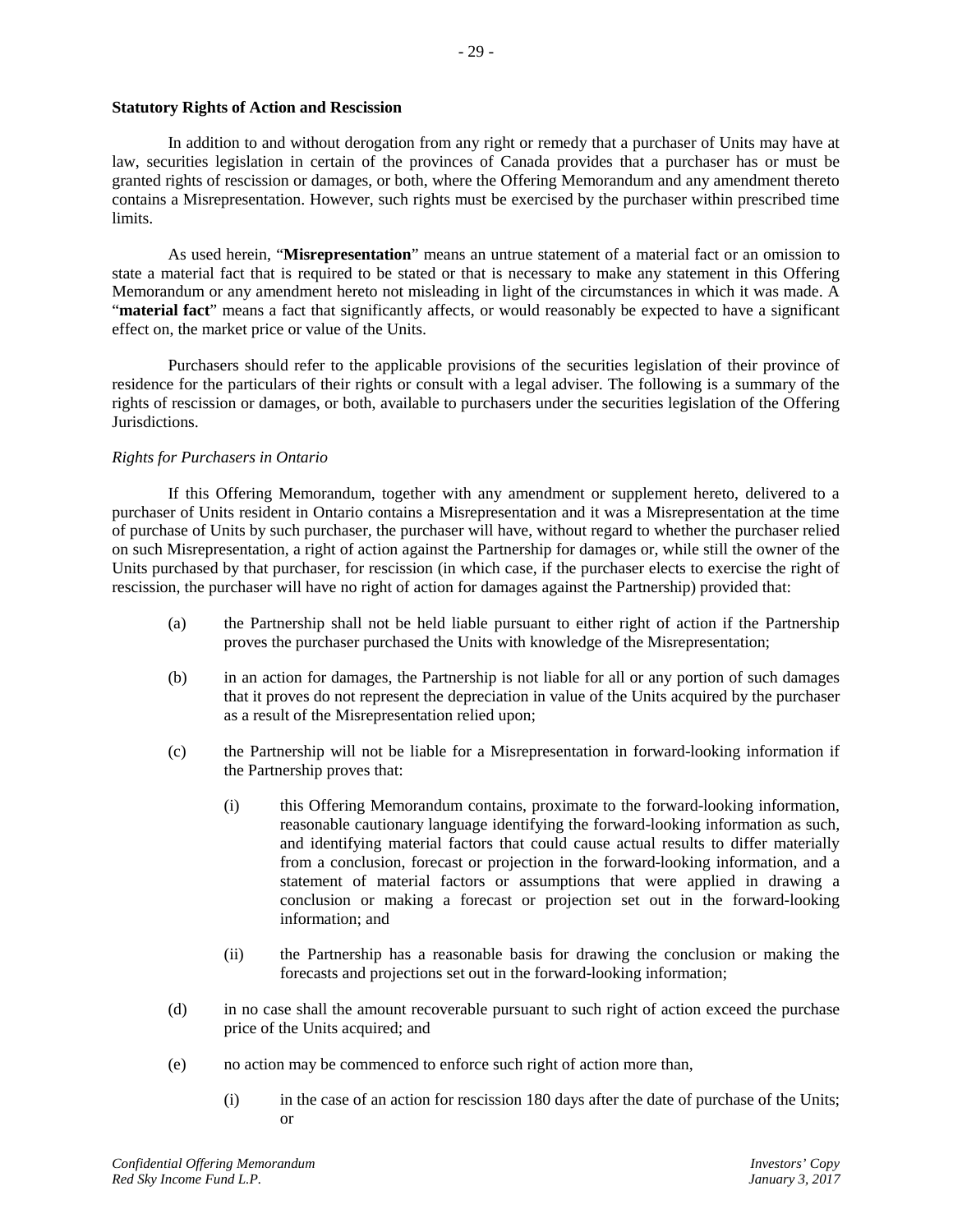**Statutory Rights of Action and Rescission**

In addition to and without derogation from any right or remedy that a purchaser of Units may have at law, securities legislation in certain of the provinces of Canada provides that a purchaser has or must be granted rights of rescission or damages, or both, where the Offering Memorandum and any amendment thereto contains a Misrepresentation. However, such rights must be exercised by the purchaser within prescribed time limits.

As used herein, "**Misrepresentation**" means an untrue statement of a material fact or an omission to state a material fact that is required to be stated or that is necessary to make any statement in this Offering Memorandum or any amendment hereto not misleading in light of the circumstances in which it was made. A "**material fact**" means a fact that significantly affects, or would reasonably be expected to have a significant effect on, the market price or value of the Units.

Purchasers should refer to the applicable provisions of the securities legislation of their province of residence for the particulars of their rights or consult with a legal adviser. The following is a summary of the rights of rescission or damages, or both, available to purchasers under the securities legislation of the Offering Jurisdictions.

*Rights for Purchasers in Ontario*

If this Offering Memorandum, together with any amendment or supplement hereto, delivered to a purchaser of Units resident in Ontario contains a Misrepresentation and it was a Misrepresentation at the time of purchase of Units by such purchaser, the purchaser will have, without regard to whether the purchaser relied on such Misrepresentation, a right of action against the Partnership for damages or, while still the owner of the Units purchased by that purchaser, for rescission (in which case, if the purchaser elects to exercise the right of rescission, the purchaser will have no right of action for damages against the Partnership) provided that:

(a) the Partnership shall not be held liable pursuant to either right of action if the Partnership proves the purchaser purchased the Units with knowledge of the Misrepresentation;

(b) in an action for damages, the Partnership is not liable for all or any portion of such damages that it proves do not represent the depreciation in value of the Units acquired by the purchaser as a result of the Misrepresentation relied upon;

(c) the Partnership will not be liable for a Misrepresentation in forward-looking information if the Partnership proves that:

  (i) this Offering Memorandum contains, proximate to the forward-looking information, reasonable cautionary language identifying the forward-looking information as such, and identifying material factors that could cause actual results to differ materially from a conclusion, forecast or projection in the forward-looking information, and a statement of material factors or assumptions that were applied in drawing a conclusion or making a forecast or projection set out in the forward-looking information; and

  (ii) the Partnership has a reasonable basis for drawing the conclusion or making the forecasts and projections set out in the forward-looking information;

(d) in no case shall the amount recoverable pursuant to such right of action exceed the purchase price of the Units acquired; and

(e) no action may be commenced to enforce such right of action more than,

  (i) in the case of an action for rescission 180 days after the date of purchase of the Units; or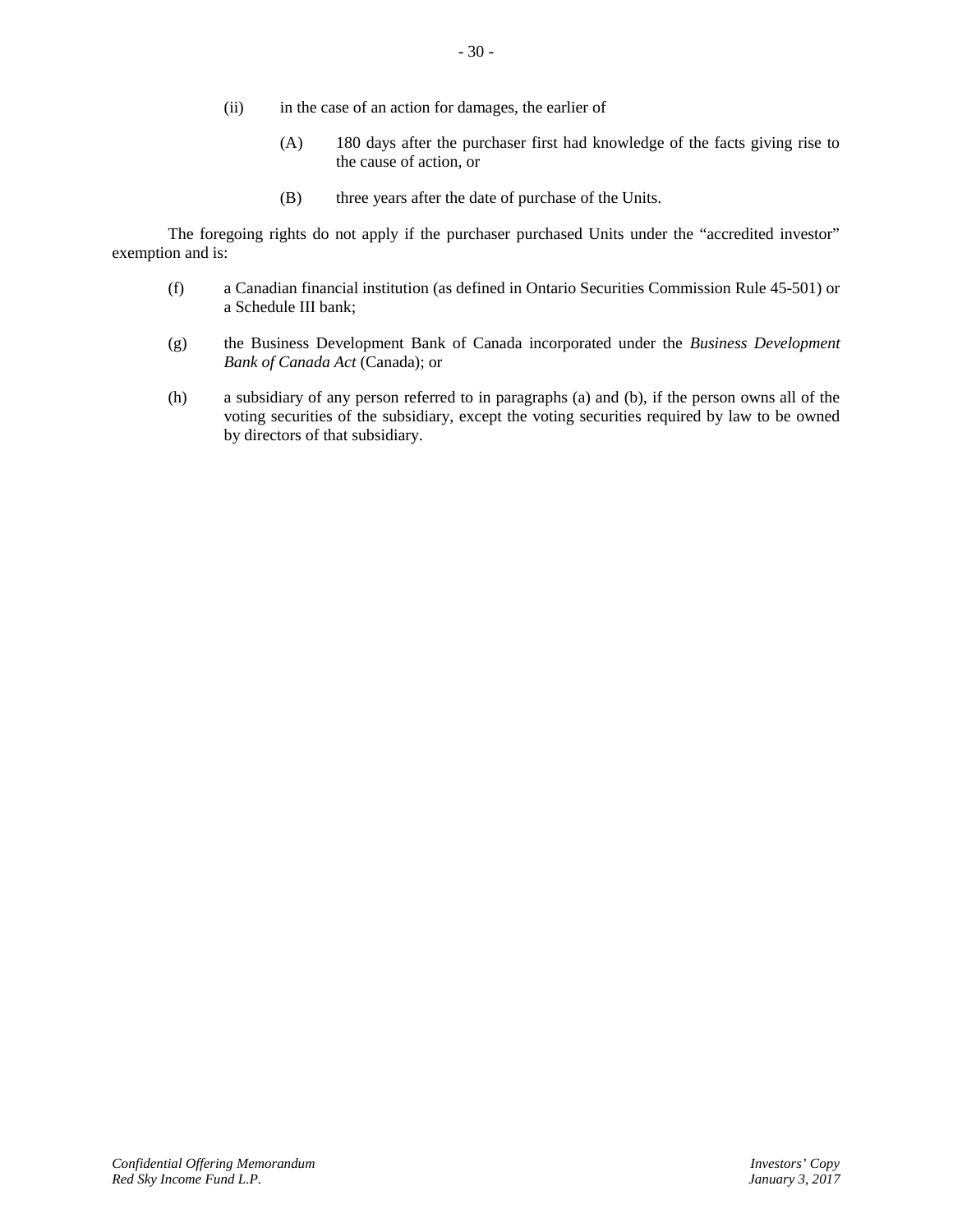(ii) in the case of an action for damages, the earlier of

(A) 180 days after the purchaser first had knowledge of the facts giving rise to the cause of action, or

(B) three years after the date of purchase of the Units.

The foregoing rights do not apply if the purchaser purchased Units under the "accredited investor" exemption and is:

(f) a Canadian financial institution (as defined in Ontario Securities Commission Rule 45-501) or a Schedule III bank;

(g) the Business Development Bank of Canada incorporated under the *Business Development Bank of Canada Act* (Canada); or

(h) a subsidiary of any person referred to in paragraphs (a) and (b), if the person owns all of the voting securities of the subsidiary, except the voting securities required by law to be owned by directors of that subsidiary.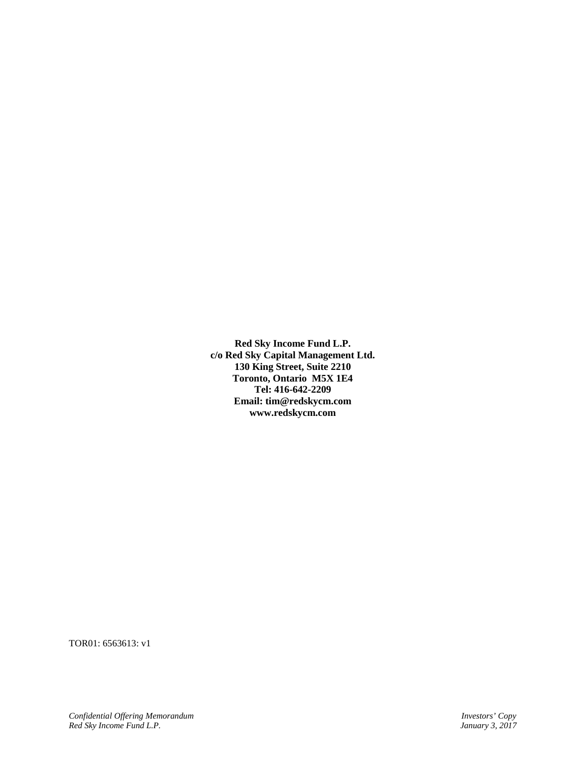**Red Sky Income Fund L.P.**
**c/o Red Sky Capital Management Ltd.**
**130 King Street, Suite 2210**
**Toronto, Ontario M5X 1E4**
**Tel: 416-642-2209**
**Email: tim@redskycm.com**
**www.redskycm.com**

TOR01: 6563613: v1